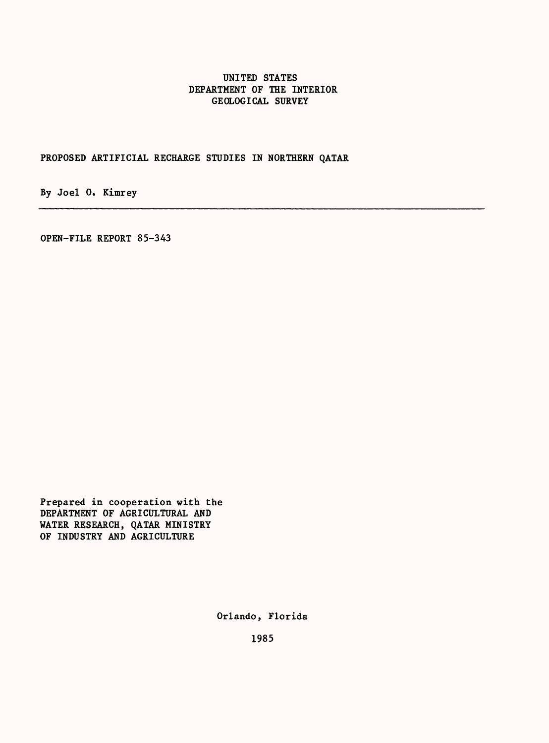UNITED STATES
DEPARTMENT OF THE INTERIOR
GEOLOGICAL SURVEY

# PROPOSED ARTIFICIAL RECHARGE STUDIES IN NORTHERN QATAR

By Joel O. Kimrey

---

OPEN-FILE REPORT 85-343

Prepared in cooperation with the
DEPARTMENT OF AGRICULTURAL AND
WATER RESEARCH, QATAR MINISTRY
OF INDUSTRY AND AGRICULTURE

Orlando, Florida

1985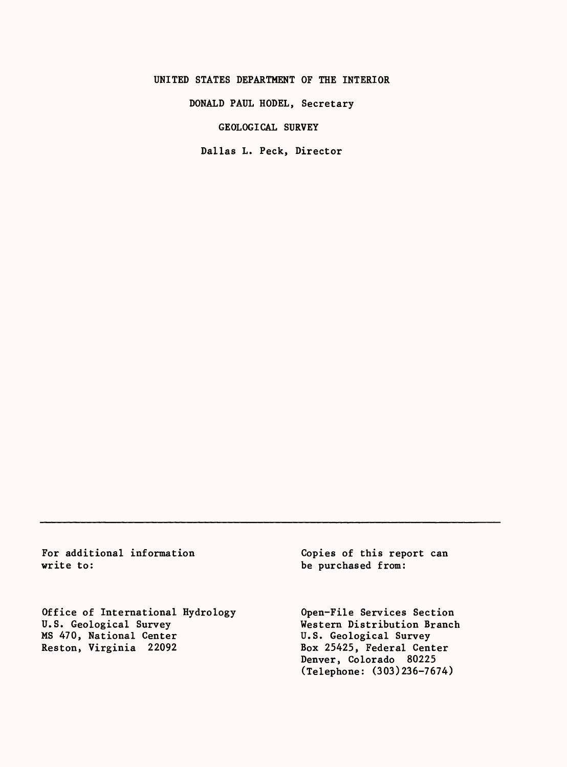UNITED STATES DEPARTMENT OF THE INTERIOR

DONALD PAUL HODEL, Secretary

GEOLOGICAL SURVEY

Dallas L. Peck, Director

---

For additional information write to:

Office of International Hydrology
U.S. Geological Survey
MS 470, National Center
Reston, Virginia 22092

Copies of this report can be purchased from:

Open-File Services Section
Western Distribution Branch
U.S. Geological Survey
Box 25425, Federal Center
Denver, Colorado 80225
(Telephone: (303)236-7674)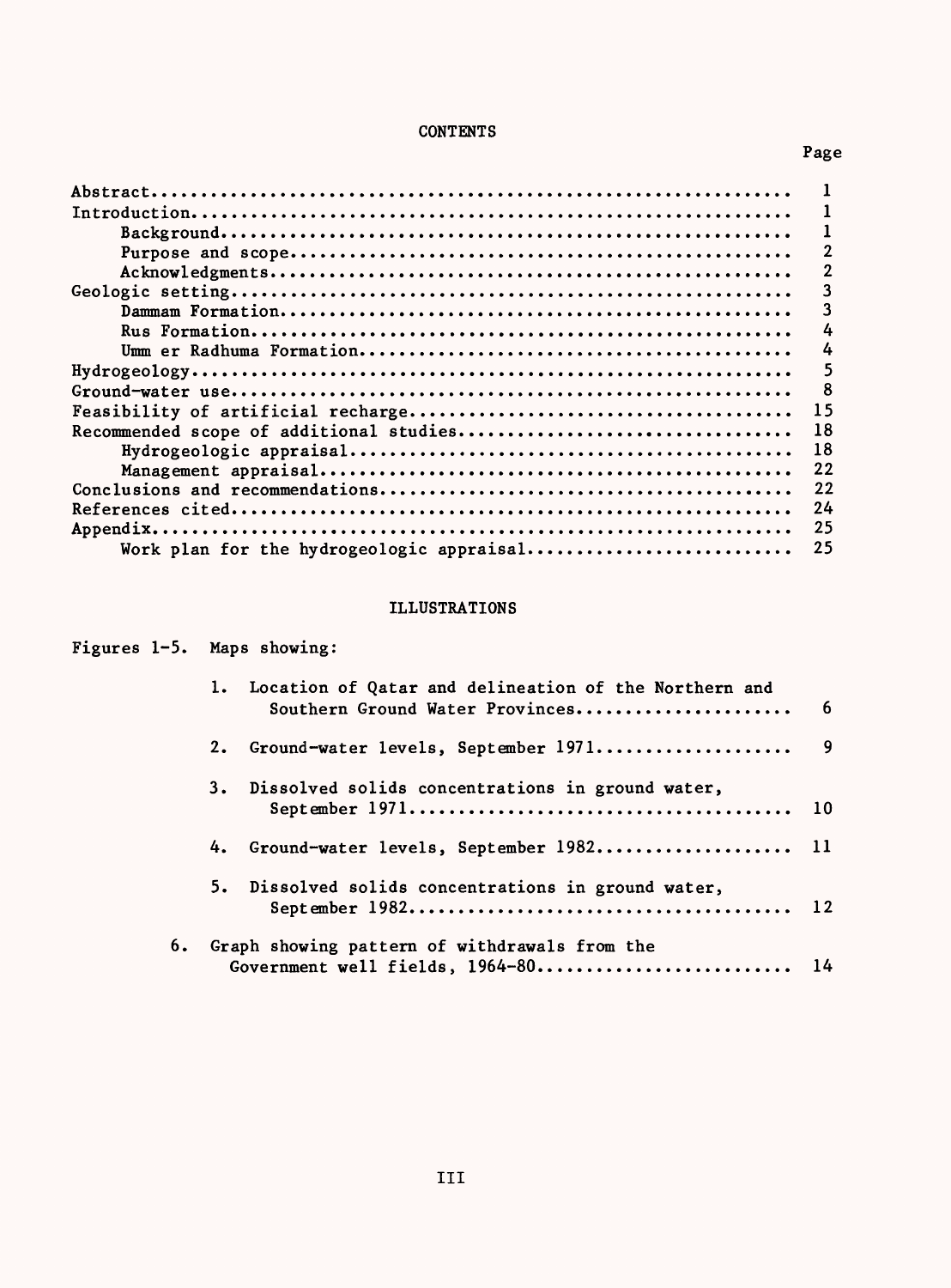# CONTENTS

| | Page |
|---|---|
| Abstract | 1 |
| Introduction | 1 |
| Background | 1 |
| Purpose and scope | 2 |
| Acknowledgments | 2 |
| Geologic setting | 3 |
| Dammam Formation | 3 |
| Rus Formation | 4 |
| Umm er Radhuma Formation | 4 |
| Hydrogeology | 5 |
| Ground-water use | 8 |
| Feasibility of artificial recharge | 15 |
| Recommended scope of additional studies | 18 |
| Hydrogeologic appraisal | 18 |
| Management appraisal | 22 |
| Conclusions and recommendations | 22 |
| References cited | 24 |
| Appendix | 25 |
| Work plan for the hydrogeologic appraisal | 25 |

# ILLUSTRATIONS

Figures 1-5. Maps showing:

| | | Page |
|---|---|---|
| 1. | Location of Qatar and delineation of the Northern and Southern Ground Water Provinces | 6 |
| 2. | Ground-water levels, September 1971 | 9 |
| 3. | Dissolved solids concentrations in ground water, September 1971 | 10 |
| 4. | Ground-water levels, September 1982 | 11 |
| 5. | Dissolved solids concentrations in ground water, September 1982 | 12 |
| 6. | Graph showing pattern of withdrawals from the Government well fields, 1964-80 | 14 |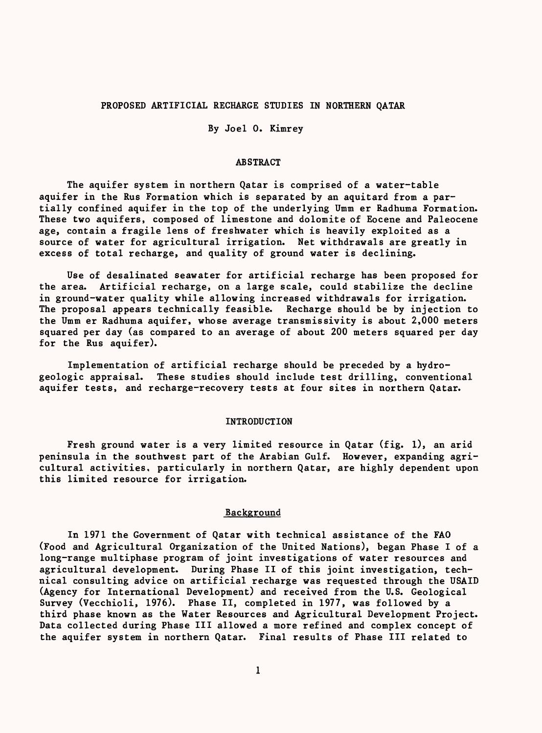# PROPOSED ARTIFICIAL RECHARGE STUDIES IN NORTHERN QATAR

By Joel O. Kimrey

## ABSTRACT

The aquifer system in northern Qatar is comprised of a water-table aquifer in the Rus Formation which is separated by an aquitard from a partially confined aquifer in the top of the underlying Umm er Radhuma Formation. These two aquifers, composed of limestone and dolomite of Eocene and Paleocene age, contain a fragile lens of freshwater which is heavily exploited as a source of water for agricultural irrigation. Net withdrawals are greatly in excess of total recharge, and quality of ground water is declining.

Use of desalinated seawater for artificial recharge has been proposed for the area. Artificial recharge, on a large scale, could stabilize the decline in ground-water quality while allowing increased withdrawals for irrigation. The proposal appears technically feasible. Recharge should be by injection to the Umm er Radhuma aquifer, whose average transmissivity is about 2,000 meters squared per day (as compared to an average of about 200 meters squared per day for the Rus aquifer).

Implementation of artificial recharge should be preceded by a hydrogeologic appraisal. These studies should include test drilling, conventional aquifer tests, and recharge-recovery tests at four sites in northern Qatar.

## INTRODUCTION

Fresh ground water is a very limited resource in Qatar (fig. 1), an arid peninsula in the southwest part of the Arabian Gulf. However, expanding agricultural activities, particularly in northern Qatar, are highly dependent upon this limited resource for irrigation.

### Background

In 1971 the Government of Qatar with technical assistance of the FAO (Food and Agricultural Organization of the United Nations), began Phase I of a long-range multiphase program of joint investigations of water resources and agricultural development. During Phase II of this joint investigation, technical consulting advice on artificial recharge was requested through the USAID (Agency for International Development) and received from the U.S. Geological Survey (Vecchioli, 1976). Phase II, completed in 1977, was followed by a third phase known as the Water Resources and Agricultural Development Project. Data collected during Phase III allowed a more refined and complex concept of the aquifer system in northern Qatar. Final results of Phase III related to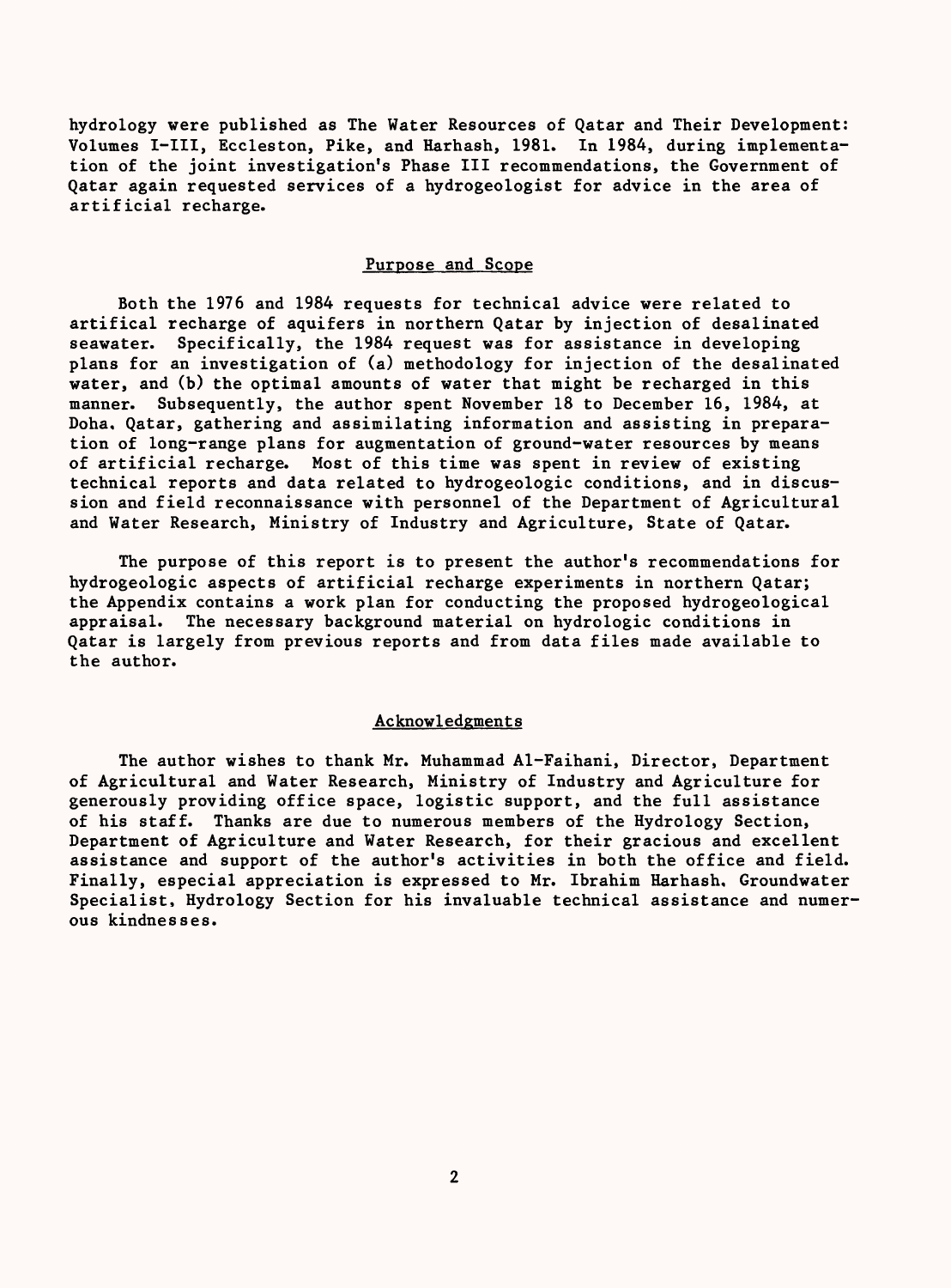hydrology were published as The Water Resources of Qatar and Their Development: Volumes I-III, Eccleston, Pike, and Harhash, 1981. In 1984, during implementation of the joint investigation's Phase III recommendations, the Government of Qatar again requested services of a hydrogeologist for advice in the area of artificial recharge.

## Purpose and Scope

Both the 1976 and 1984 requests for technical advice were related to artifical recharge of aquifers in northern Qatar by injection of desalinated seawater. Specifically, the 1984 request was for assistance in developing plans for an investigation of (a) methodology for injection of the desalinated water, and (b) the optimal amounts of water that might be recharged in this manner. Subsequently, the author spent November 18 to December 16, 1984, at Doha, Qatar, gathering and assimilating information and assisting in preparation of long-range plans for augmentation of ground-water resources by means of artificial recharge. Most of this time was spent in review of existing technical reports and data related to hydrogeologic conditions, and in discussion and field reconnaissance with personnel of the Department of Agricultural and Water Research, Ministry of Industry and Agriculture, State of Qatar.

The purpose of this report is to present the author's recommendations for hydrogeologic aspects of artificial recharge experiments in northern Qatar; the Appendix contains a work plan for conducting the proposed hydrogeological appraisal. The necessary background material on hydrologic conditions in Qatar is largely from previous reports and from data files made available to the author.

## Acknowledgments

The author wishes to thank Mr. Muhammad Al-Faihani, Director, Department of Agricultural and Water Research, Ministry of Industry and Agriculture for generously providing office space, logistic support, and the full assistance of his staff. Thanks are due to numerous members of the Hydrology Section, Department of Agriculture and Water Research, for their gracious and excellent assistance and support of the author's activities in both the office and field. Finally, especial appreciation is expressed to Mr. Ibrahim Harhash, Groundwater Specialist, Hydrology Section for his invaluable technical assistance and numerous kindnesses.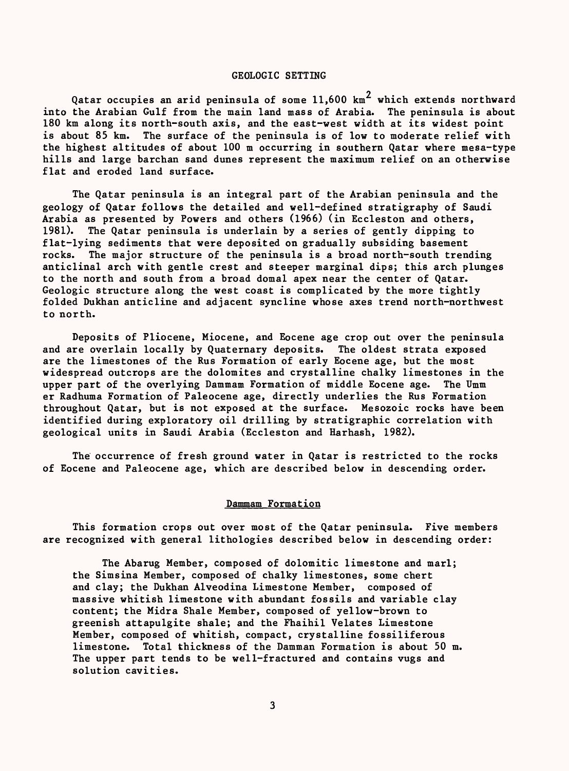## GEOLOGIC SETTING

Qatar occupies an arid peninsula of some 11,600 km$^2$ which extends northward into the Arabian Gulf from the main land mass of Arabia. The peninsula is about 180 km along its north-south axis, and the east-west width at its widest point is about 85 km. The surface of the peninsula is of low to moderate relief with the highest altitudes of about 100 m occurring in southern Qatar where mesa-type hills and large barchan sand dunes represent the maximum relief on an otherwise flat and eroded land surface.

The Qatar peninsula is an integral part of the Arabian peninsula and the geology of Qatar follows the detailed and well-defined stratigraphy of Saudi Arabia as presented by Powers and others (1966) (in Eccleston and others, 1981). The Qatar peninsula is underlain by a series of gently dipping to flat-lying sediments that were deposited on gradually subsiding basement rocks. The major structure of the peninsula is a broad north-south trending anticlinal arch with gentle crest and steeper marginal dips; this arch plunges to the north and south from a broad domal apex near the center of Qatar. Geologic structure along the west coast is complicated by the more tightly folded Dukhan anticline and adjacent syncline whose axes trend north-northwest to north.

Deposits of Pliocene, Miocene, and Eocene age crop out over the peninsula and are overlain locally by Quaternary deposits. The oldest strata exposed are the limestones of the Rus Formation of early Eocene age, but the most widespread outcrops are the dolomites and crystalline chalky limestones in the upper part of the overlying Dammam Formation of middle Eocene age. The Umm er Radhuma Formation of Paleocene age, directly underlies the Rus Formation throughout Qatar, but is not exposed at the surface. Mesozoic rocks have been identified during exploratory oil drilling by stratigraphic correlation with geological units in Saudi Arabia (Eccleston and Harhash, 1982).

The occurrence of fresh ground water in Qatar is restricted to the rocks of Eocene and Paleocene age, which are described below in descending order.

### Dammam Formation

This formation crops out over most of the Qatar peninsula. Five members are recognized with general lithologies described below in descending order:

> The Abarug Member, composed of dolomitic limestone and marl; the Simsina Member, composed of chalky limestones, some chert and clay; the Dukhan Alveodina Limestone Member, composed of massive whitish limestone with abundant fossils and variable clay content; the Midra Shale Member, composed of yellow-brown to greenish attapulgite shale; and the Fhaihil Velates Limestone Member, composed of whitish, compact, crystalline fossiliferous limestone. Total thickness of the Damman Formation is about 50 m. The upper part tends to be well-fractured and contains vugs and solution cavities.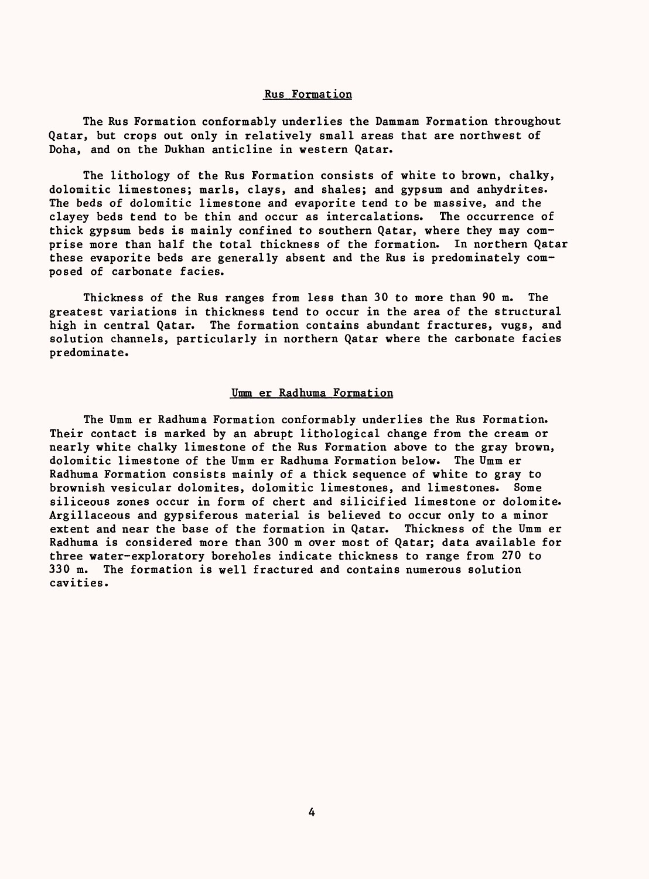## Rus Formation

The Rus Formation conformably underlies the Dammam Formation throughout Qatar, but crops out only in relatively small areas that are northwest of Doha, and on the Dukhan anticline in western Qatar.

The lithology of the Rus Formation consists of white to brown, chalky, dolomitic limestones; marls, clays, and shales; and gypsum and anhydrites. The beds of dolomitic limestone and evaporite tend to be massive, and the clayey beds tend to be thin and occur as intercalations. The occurrence of thick gypsum beds is mainly confined to southern Qatar, where they may comprise more than half the total thickness of the formation. In northern Qatar these evaporite beds are generally absent and the Rus is predominately composed of carbonate facies.

Thickness of the Rus ranges from less than 30 to more than 90 m. The greatest variations in thickness tend to occur in the area of the structural high in central Qatar. The formation contains abundant fractures, vugs, and solution channels, particularly in northern Qatar where the carbonate facies predominate.

## Umm er Radhuma Formation

The Umm er Radhuma Formation conformably underlies the Rus Formation. Their contact is marked by an abrupt lithological change from the cream or nearly white chalky limestone of the Rus Formation above to the gray brown, dolomitic limestone of the Umm er Radhuma Formation below. The Umm er Radhuma Formation consists mainly of a thick sequence of white to gray to brownish vesicular dolomites, dolomitic limestones, and limestones. Some siliceous zones occur in form of chert and silicified limestone or dolomite. Argillaceous and gypsiferous material is believed to occur only to a minor extent and near the base of the formation in Qatar. Thickness of the Umm er Radhuma is considered more than 300 m over most of Qatar; data available for three water-exploratory boreholes indicate thickness to range from 270 to 330 m. The formation is well fractured and contains numerous solution cavities.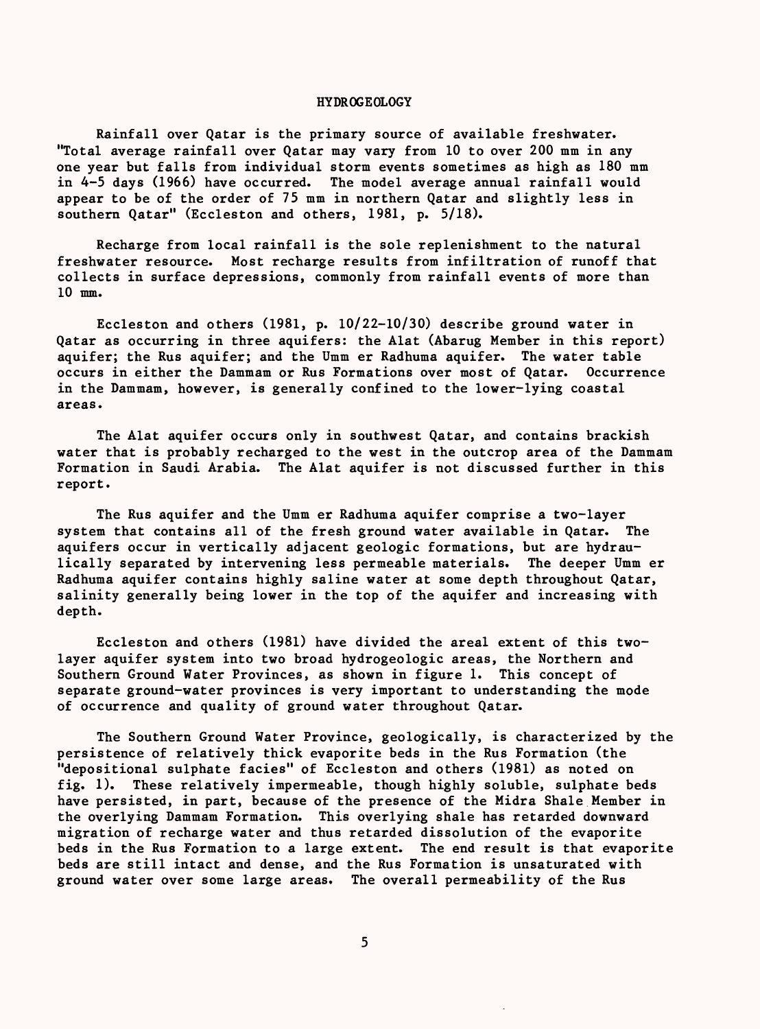## HYDROGEOLOGY

Rainfall over Qatar is the primary source of available freshwater. "Total average rainfall over Qatar may vary from 10 to over 200 mm in any one year but falls from individual storm events sometimes as high as 180 mm in 4-5 days (1966) have occurred. The model average annual rainfall would appear to be of the order of 75 mm in northern Qatar and slightly less in southern Qatar" (Eccleston and others, 1981, p. 5/18).

Recharge from local rainfall is the sole replenishment to the natural freshwater resource. Most recharge results from infiltration of runoff that collects in surface depressions, commonly from rainfall events of more than 10 mm.

Eccleston and others (1981, p. 10/22-10/30) describe ground water in Qatar as occurring in three aquifers: the Alat (Abarug Member in this report) aquifer; the Rus aquifer; and the Umm er Radhuma aquifer. The water table occurs in either the Dammam or Rus Formations over most of Qatar. Occurrence in the Dammam, however, is generally confined to the lower-lying coastal areas.

The Alat aquifer occurs only in southwest Qatar, and contains brackish water that is probably recharged to the west in the outcrop area of the Dammam Formation in Saudi Arabia. The Alat aquifer is not discussed further in this report.

The Rus aquifer and the Umm er Radhuma aquifer comprise a two-layer system that contains all of the fresh ground water available in Qatar. The aquifers occur in vertically adjacent geologic formations, but are hydraulically separated by intervening less permeable materials. The deeper Umm er Radhuma aquifer contains highly saline water at some depth throughout Qatar, salinity generally being lower in the top of the aquifer and increasing with depth.

Eccleston and others (1981) have divided the areal extent of this two-layer aquifer system into two broad hydrogeologic areas, the Northern and Southern Ground Water Provinces, as shown in figure 1. This concept of separate ground-water provinces is very important to understanding the mode of occurrence and quality of ground water throughout Qatar.

The Southern Ground Water Province, geologically, is characterized by the persistence of relatively thick evaporite beds in the Rus Formation (the "depositional sulphate facies" of Eccleston and others (1981) as noted on fig. 1). These relatively impermeable, though highly soluble, sulphate beds have persisted, in part, because of the presence of the Midra Shale Member in the overlying Dammam Formation. This overlying shale has retarded downward migration of recharge water and thus retarded dissolution of the evaporite beds in the Rus Formation to a large extent. The end result is that evaporite beds are still intact and dense, and the Rus Formation is unsaturated with ground water over some large areas. The overall permeability of the Rus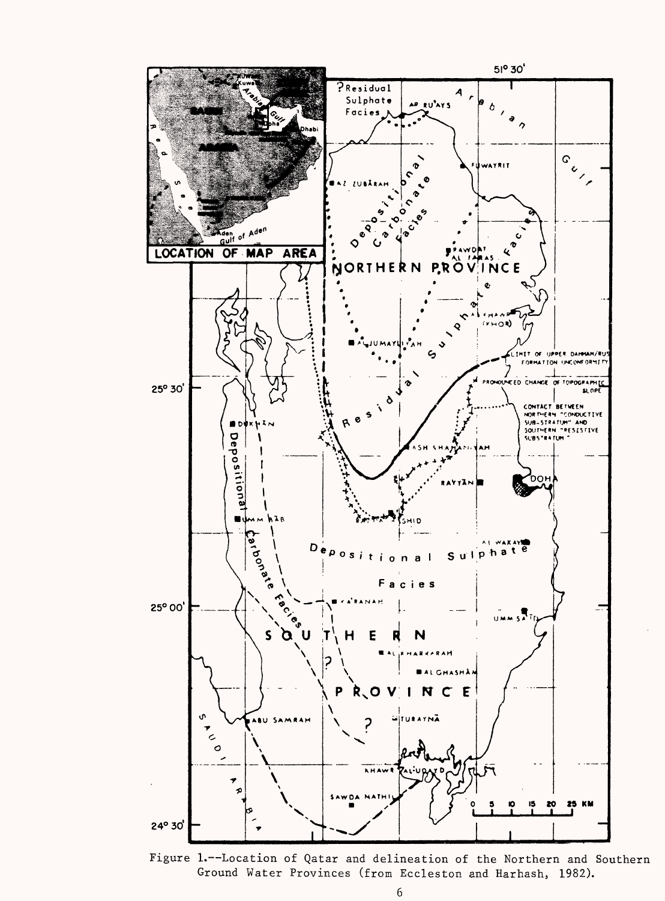Figure 1.--Location of Qatar and delineation of the Northern and Southern Ground Water Provinces (from Eccleston and Harhash, 1982).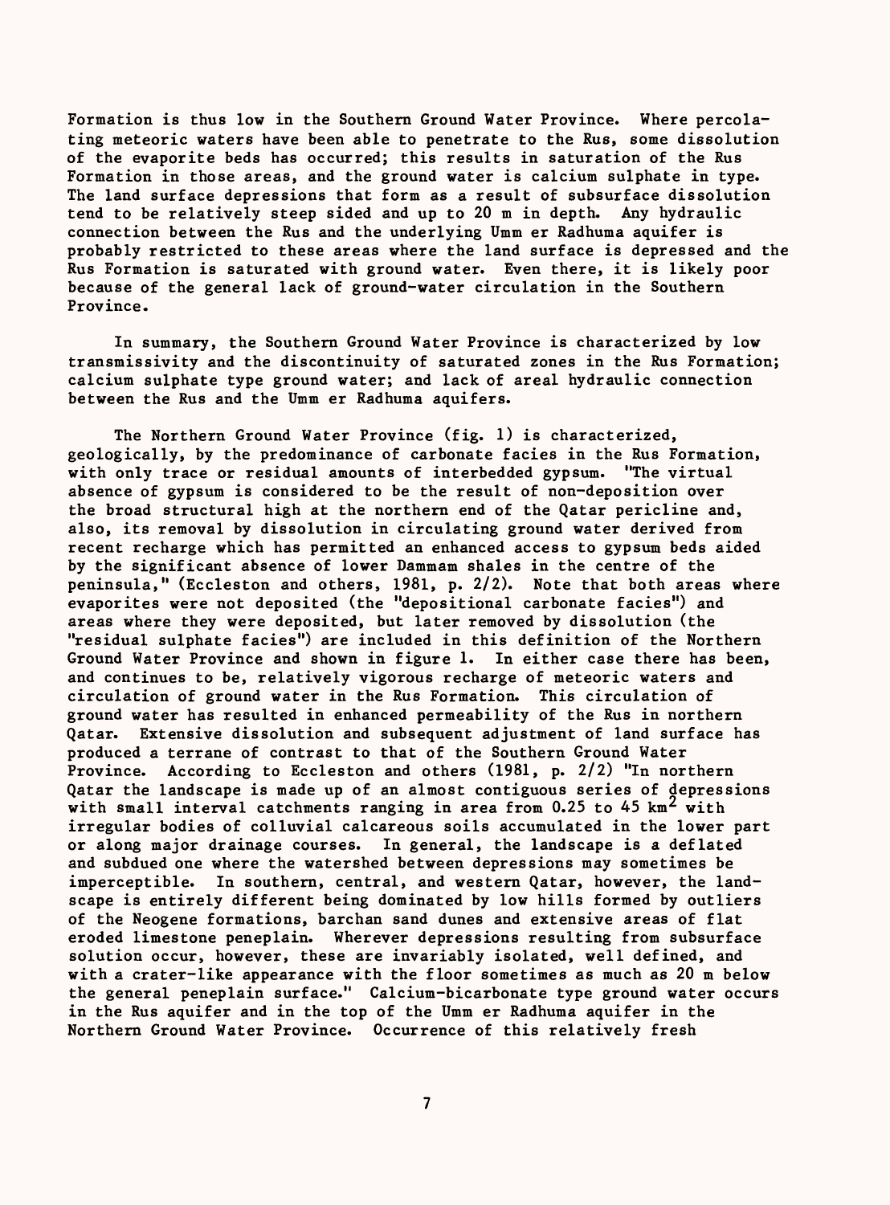Formation is thus low in the Southern Ground Water Province. Where percolating meteoric waters have been able to penetrate to the Rus, some dissolution of the evaporite beds has occurred; this results in saturation of the Rus Formation in those areas, and the ground water is calcium sulphate in type. The land surface depressions that form as a result of subsurface dissolution tend to be relatively steep sided and up to 20 m in depth. Any hydraulic connection between the Rus and the underlying Umm er Radhuma aquifer is probably restricted to these areas where the land surface is depressed and the Rus Formation is saturated with ground water. Even there, it is likely poor because of the general lack of ground-water circulation in the Southern Province.

In summary, the Southern Ground Water Province is characterized by low transmissivity and the discontinuity of saturated zones in the Rus Formation; calcium sulphate type ground water; and lack of areal hydraulic connection between the Rus and the Umm er Radhuma aquifers.

The Northern Ground Water Province (fig. 1) is characterized, geologically, by the predominance of carbonate facies in the Rus Formation, with only trace or residual amounts of interbedded gypsum. "The virtual absence of gypsum is considered to be the result of non-deposition over the broad structural high at the northern end of the Qatar pericline and, also, its removal by dissolution in circulating ground water derived from recent recharge which has permitted an enhanced access to gypsum beds aided by the significant absence of lower Dammam shales in the centre of the peninsula," (Eccleston and others, 1981, p. 2/2). Note that both areas where evaporites were not deposited (the "depositional carbonate facies") and areas where they were deposited, but later removed by dissolution (the "residual sulphate facies") are included in this definition of the Northern Ground Water Province and shown in figure 1. In either case there has been, and continues to be, relatively vigorous recharge of meteoric waters and circulation of ground water in the Rus Formation. This circulation of ground water has resulted in enhanced permeability of the Rus in northern Qatar. Extensive dissolution and subsequent adjustment of land surface has produced a terrane of contrast to that of the Southern Ground Water Province. According to Eccleston and others (1981, p. 2/2) "In northern Qatar the landscape is made up of an almost contiguous series of depressions with small interval catchments ranging in area from 0.25 to 45 $km^2$ with irregular bodies of colluvial calcareous soils accumulated in the lower part or along major drainage courses. In general, the landscape is a deflated and subdued one where the watershed between depressions may sometimes be imperceptible. In southern, central, and western Qatar, however, the landscape is entirely different being dominated by low hills formed by outliers of the Neogene formations, barchan sand dunes and extensive areas of flat eroded limestone peneplain. Wherever depressions resulting from subsurface solution occur, however, these are invariably isolated, well defined, and with a crater-like appearance with the floor sometimes as much as 20 m below the general peneplain surface." Calcium-bicarbonate type ground water occurs in the Rus aquifer and in the top of the Umm er Radhuma aquifer in the Northern Ground Water Province. Occurrence of this relatively fresh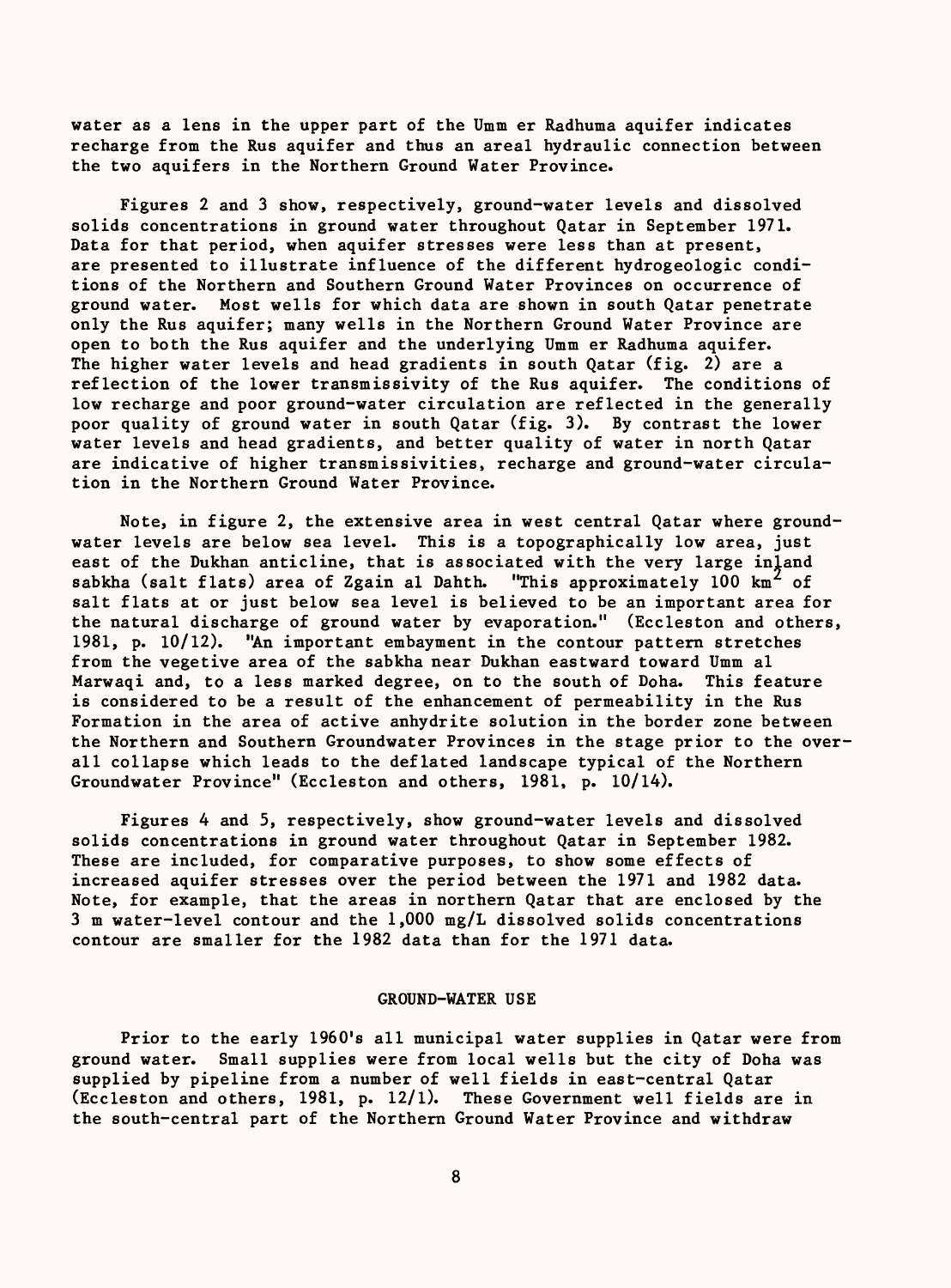water as a lens in the upper part of the Umm er Radhuma aquifer indicates recharge from the Rus aquifer and thus an areal hydraulic connection between the two aquifers in the Northern Ground Water Province.

Figures 2 and 3 show, respectively, ground-water levels and dissolved solids concentrations in ground water throughout Qatar in September 1971. Data for that period, when aquifer stresses were less than at present, are presented to illustrate influence of the different hydrogeologic conditions of the Northern and Southern Ground Water Provinces on occurrence of ground water. Most wells for which data are shown in south Qatar penetrate only the Rus aquifer; many wells in the Northern Ground Water Province are open to both the Rus aquifer and the underlying Umm er Radhuma aquifer. The higher water levels and head gradients in south Qatar (fig. 2) are a reflection of the lower transmissivity of the Rus aquifer. The conditions of low recharge and poor ground-water circulation are reflected in the generally poor quality of ground water in south Qatar (fig. 3). By contrast the lower water levels and head gradients, and better quality of water in north Qatar are indicative of higher transmissivities, recharge and ground-water circulation in the Northern Ground Water Province.

Note, in figure 2, the extensive area in west central Qatar where ground-water levels are below sea level. This is a topographically low area, just east of the Dukhan anticline, that is associated with the very large inland sabkha (salt flats) area of Zgain al Dahth. "This approximately 100 km$^2$ of salt flats at or just below sea level is believed to be an important area for the natural discharge of ground water by evaporation." (Eccleston and others, 1981, p. 10/12). "An important embayment in the contour pattern stretches from the vegetive area of the sabkha near Dukhan eastward toward Umm al Marwaqi and, to a less marked degree, on to the south of Doha. This feature is considered to be a result of the enhancement of permeability in the Rus Formation in the area of active anhydrite solution in the border zone between the Northern and Southern Groundwater Provinces in the stage prior to the overall collapse which leads to the deflated landscape typical of the Northern Groundwater Province" (Eccleston and others, 1981, p. 10/14).

Figures 4 and 5, respectively, show ground-water levels and dissolved solids concentrations in ground water throughout Qatar in September 1982. These are included, for comparative purposes, to show some effects of increased aquifer stresses over the period between the 1971 and 1982 data. Note, for example, that the areas in northern Qatar that are enclosed by the 3 m water-level contour and the 1,000 mg/L dissolved solids concentrations contour are smaller for the 1982 data than for the 1971 data.

## GROUND-WATER USE

Prior to the early 1960's all municipal water supplies in Qatar were from ground water. Small supplies were from local wells but the city of Doha was supplied by pipeline from a number of well fields in east-central Qatar (Eccleston and others, 1981, p. 12/1). These Government well fields are in the south-central part of the Northern Ground Water Province and withdraw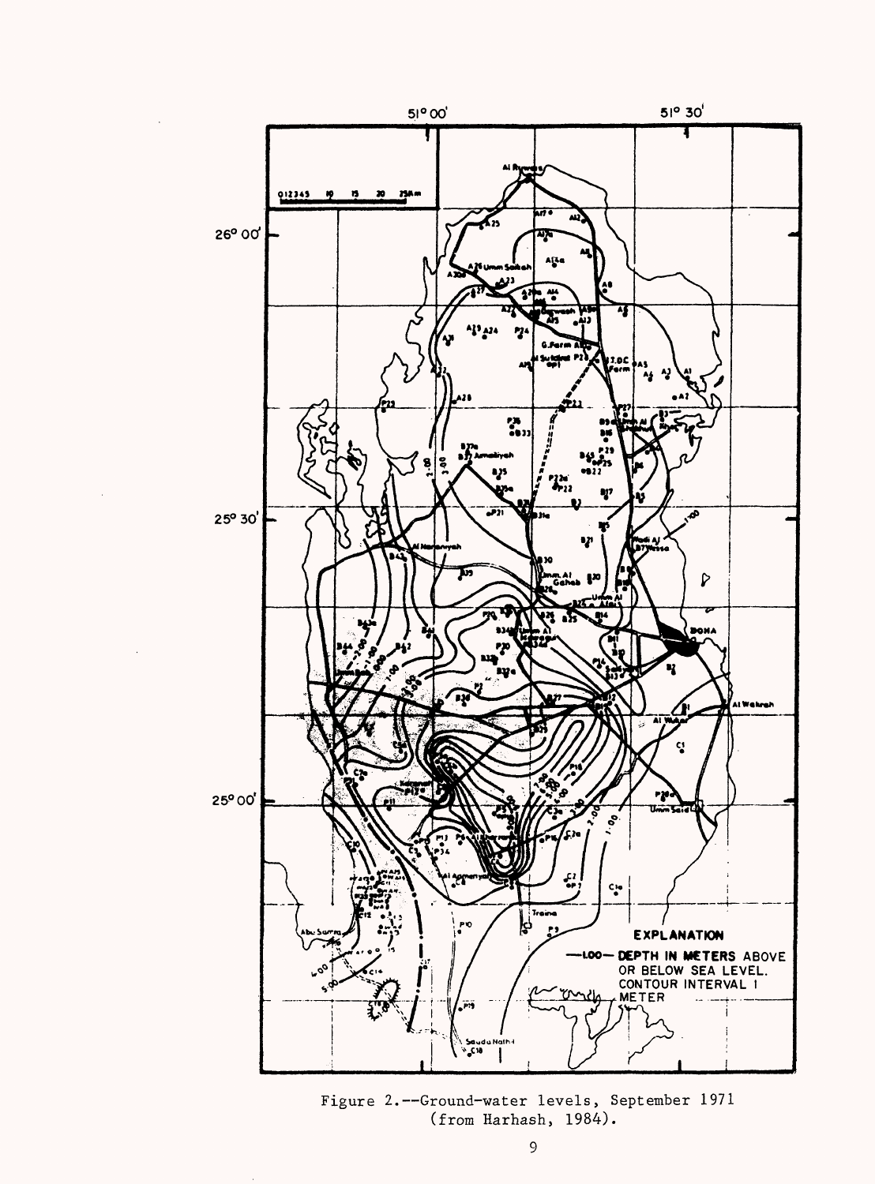Figure 2.--Ground-water levels, September 1971 (from Harhash, 1984).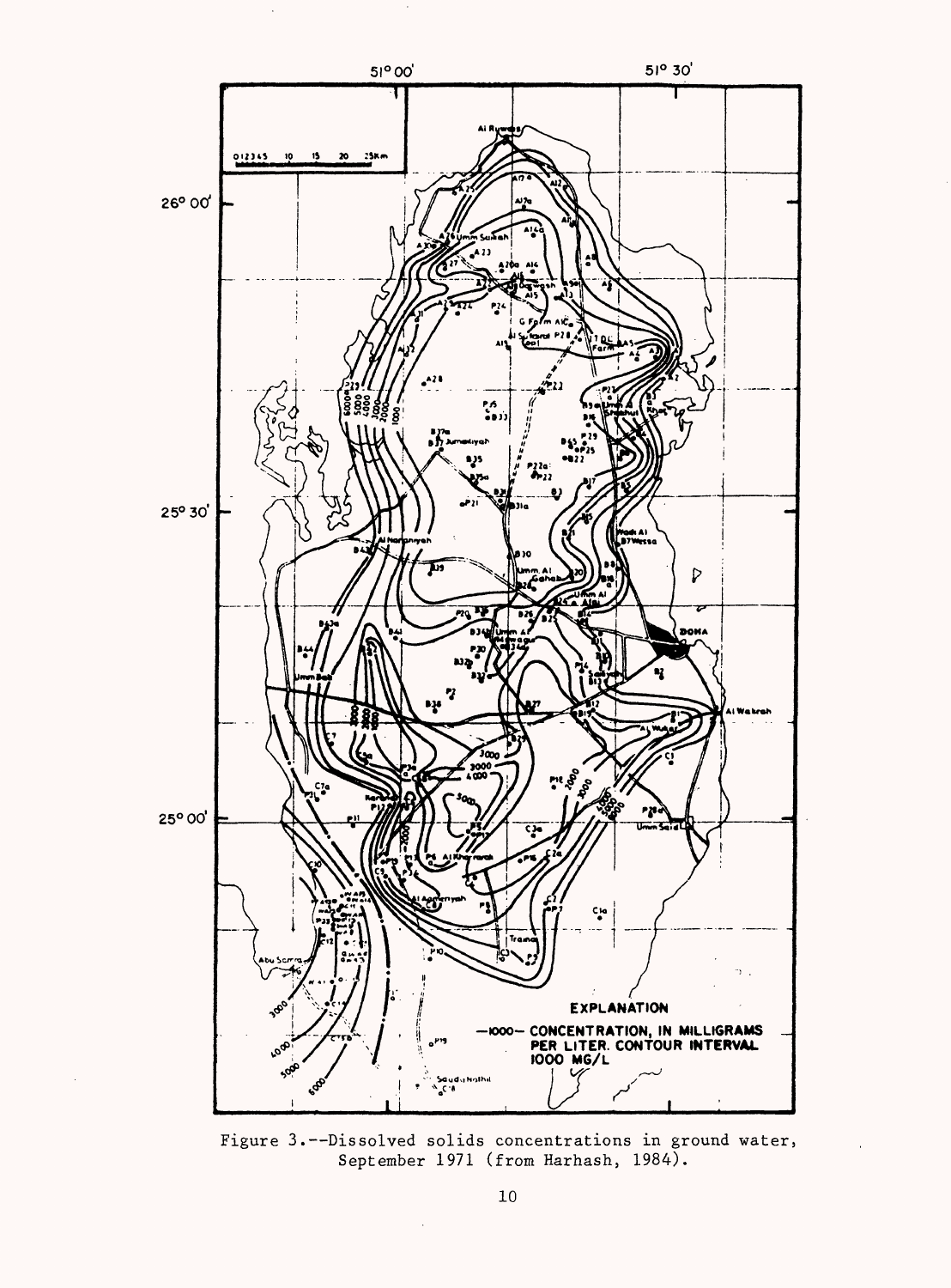Figure 3.--Dissolved solids concentrations in ground water, September 1971 (from Harhash, 1984).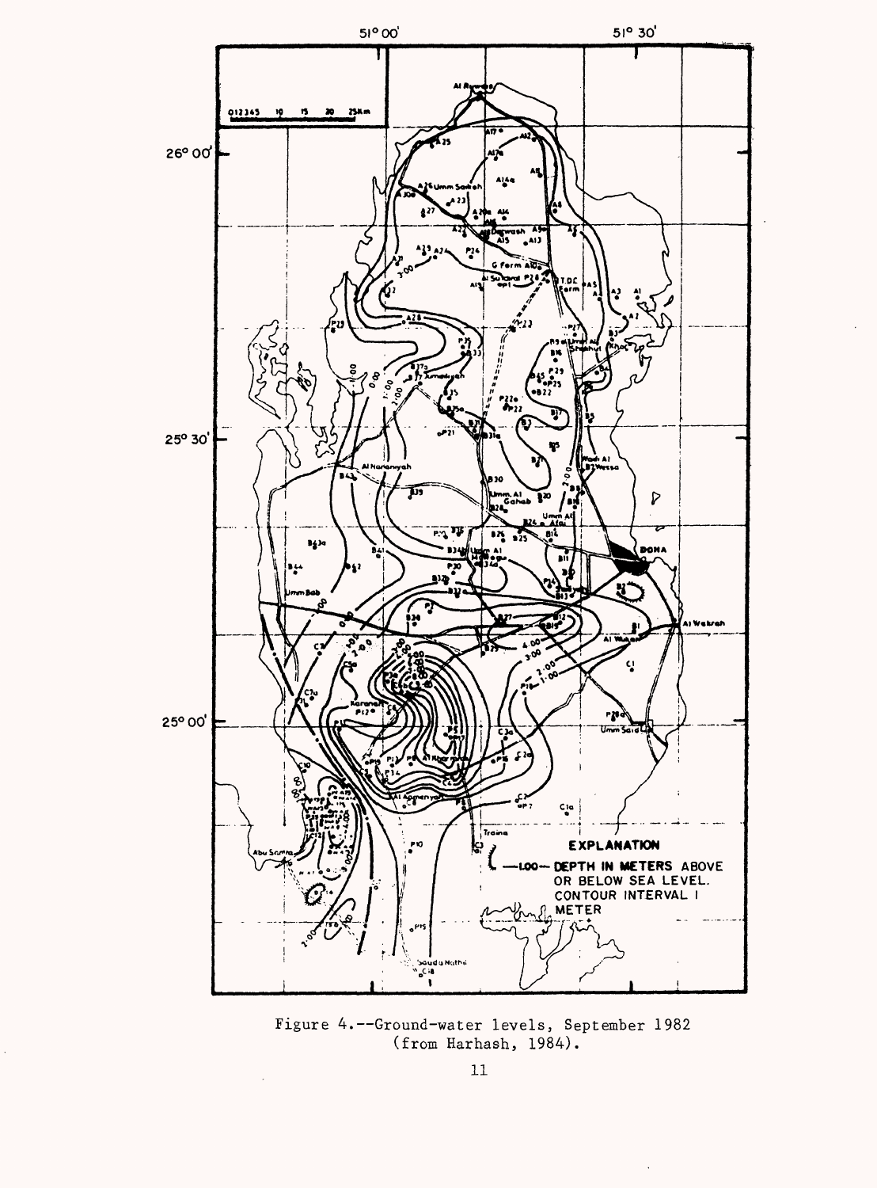Figure 4.--Ground-water levels, September 1982 (from Harhash, 1984).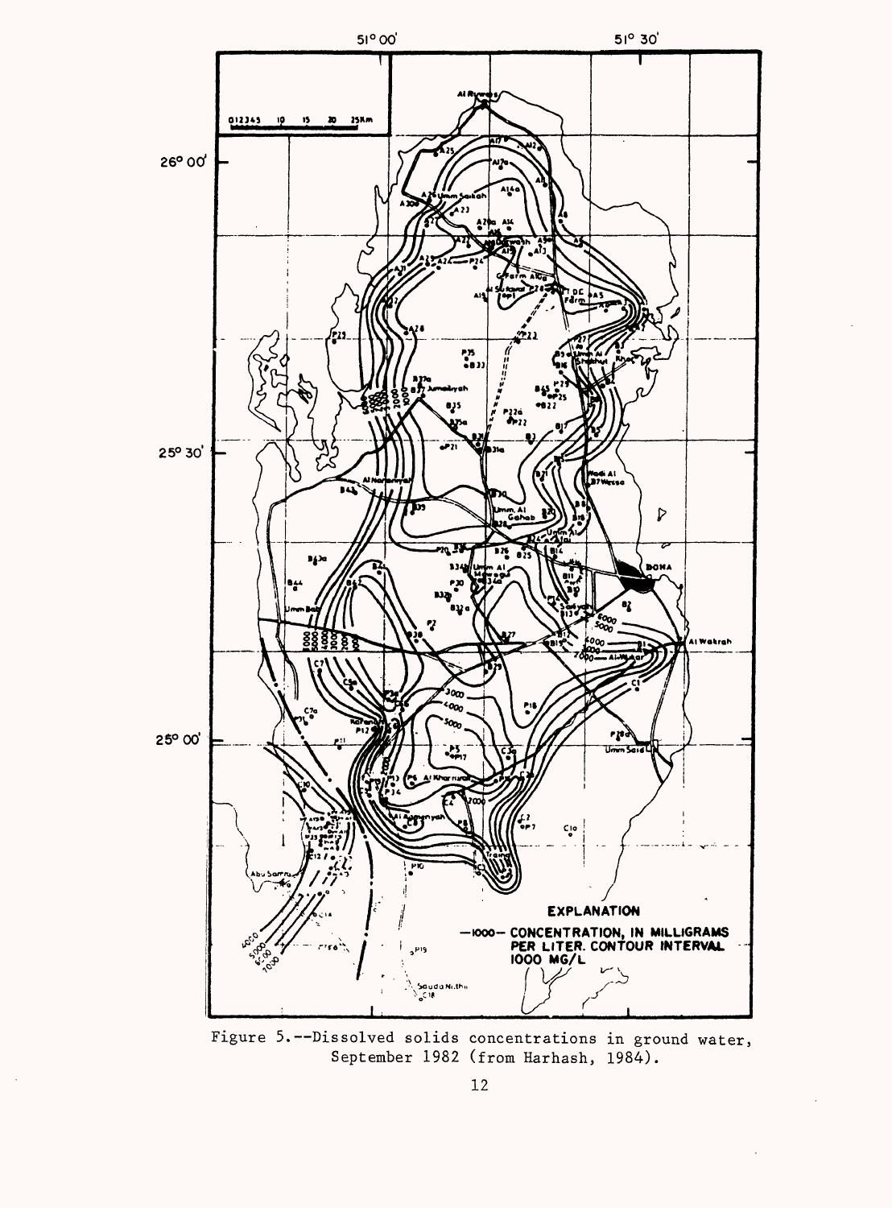Figure 5.--Dissolved solids concentrations in ground water, September 1982 (from Harhash, 1984).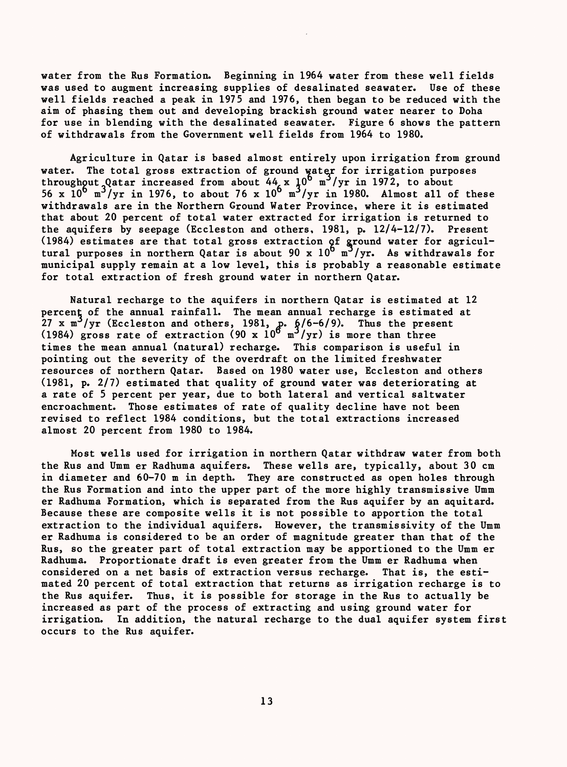water from the Rus Formation. Beginning in 1964 water from these well fields was used to augment increasing supplies of desalinated seawater. Use of these well fields reached a peak in 1975 and 1976, then began to be reduced with the aim of phasing them out and developing brackish ground water nearer to Doha for use in blending with the desalinated seawater. Figure 6 shows the pattern of withdrawals from the Government well fields from 1964 to 1980.

Agriculture in Qatar is based almost entirely upon irrigation from ground water. The total gross extraction of ground water for irrigation purposes throughout Qatar increased from about $44 \times 10^6$ $m^3$/yr in 1972, to about $56 \times 10^6$ $m^3$/yr in 1976, to about $76 \times 10^6$ $m^3$/yr in 1980. Almost all of these withdrawals are in the Northern Ground Water Province, where it is estimated that about 20 percent of total water extracted for irrigation is returned to the aquifers by seepage (Eccleston and others, 1981, p. 12/4-12/7). Present (1984) estimates are that total gross extraction of ground water for agricultural purposes in northern Qatar is about $90 \times 10^6$ $m^3$/yr. As withdrawals for municipal supply remain at a low level, this is probably a reasonable estimate for total extraction of fresh ground water in northern Qatar.

Natural recharge to the aquifers in northern Qatar is estimated at 12 percent of the annual rainfall. The mean annual recharge is estimated at $27 \times m^3$/yr (Eccleston and others, 1981, p. 6/6-6/9). Thus the present (1984) gross rate of extraction ($90 \times 10^6$ $m^3$/yr) is more than three times the mean annual (natural) recharge. This comparison is useful in pointing out the severity of the overdraft on the limited freshwater resources of northern Qatar. Based on 1980 water use, Eccleston and others (1981, p. 2/7) estimated that quality of ground water was deteriorating at a rate of 5 percent per year, due to both lateral and vertical saltwater encroachment. Those estimates of rate of quality decline have not been revised to reflect 1984 conditions, but the total extractions increased almost 20 percent from 1980 to 1984.

Most wells used for irrigation in northern Qatar withdraw water from both the Rus and Umm er Radhuma aquifers. These wells are, typically, about 30 cm in diameter and 60-70 m in depth. They are constructed as open holes through the Rus Formation and into the upper part of the more highly transmissive Umm er Radhuma Formation, which is separated from the Rus aquifer by an aquitard. Because these are composite wells it is not possible to apportion the total extraction to the individual aquifers. However, the transmissivity of the Umm er Radhuma is considered to be an order of magnitude greater than that of the Rus, so the greater part of total extraction may be apportioned to the Umm er Radhuma. Proportionate draft is even greater from the Umm er Radhuma when considered on a net basis of extraction versus recharge. That is, the estimated 20 percent of total extraction that returns as irrigation recharge is to the Rus aquifer. Thus, it is possible for storage in the Rus to actually be increased as part of the process of extracting and using ground water for irrigation. In addition, the natural recharge to the dual aquifer system first occurs to the Rus aquifer.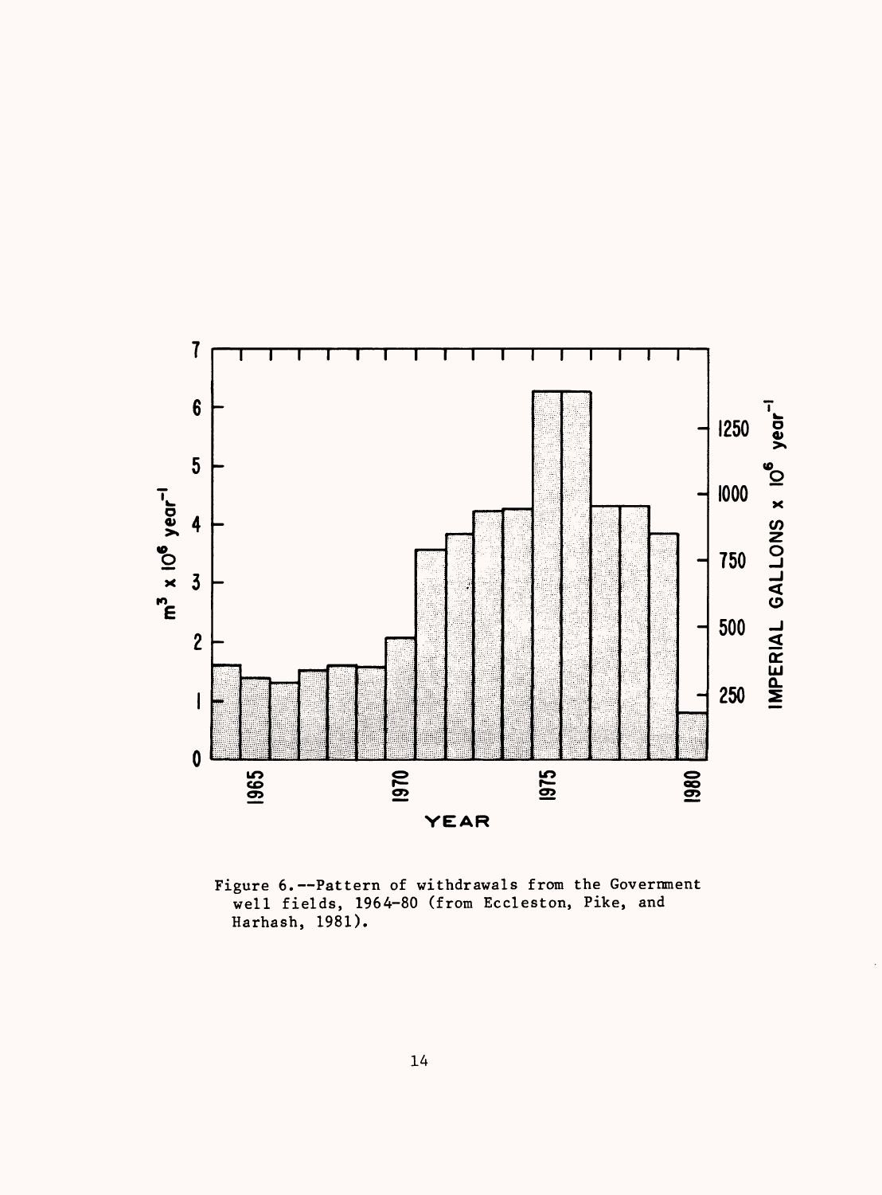Figure 6.--Pattern of withdrawals from the Government well fields, 1964-80 (from Eccleston, Pike, and Harhash, 1981).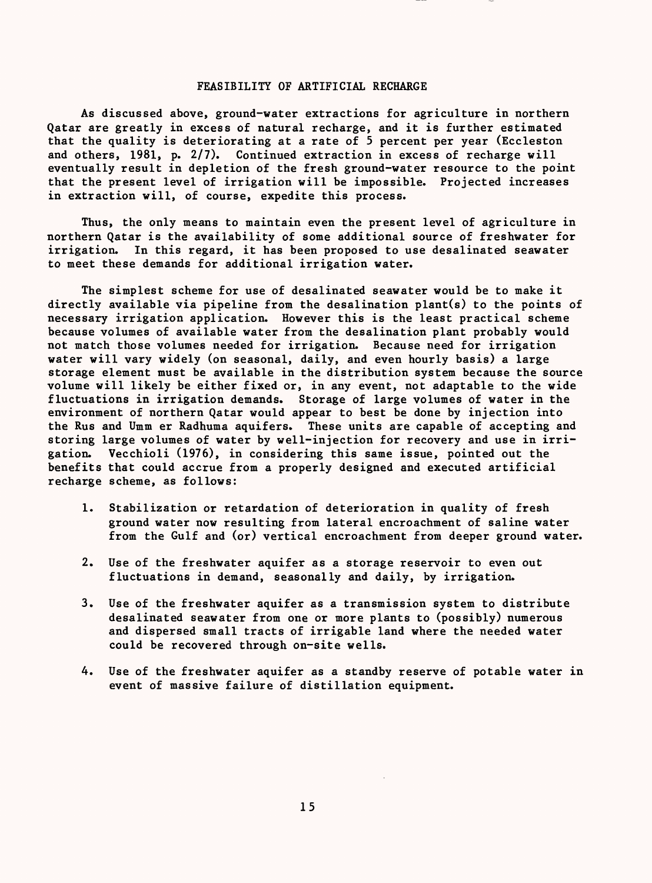## FEASIBILITY OF ARTIFICIAL RECHARGE

As discussed above, ground-water extractions for agriculture in northern Qatar are greatly in excess of natural recharge, and it is further estimated that the quality is deteriorating at a rate of 5 percent per year (Eccleston and others, 1981, p. 2/7). Continued extraction in excess of recharge will eventually result in depletion of the fresh ground-water resource to the point that the present level of irrigation will be impossible. Projected increases in extraction will, of course, expedite this process.

Thus, the only means to maintain even the present level of agriculture in northern Qatar is the availability of some additional source of freshwater for irrigation. In this regard, it has been proposed to use desalinated seawater to meet these demands for additional irrigation water.

The simplest scheme for use of desalinated seawater would be to make it directly available via pipeline from the desalination plant(s) to the points of necessary irrigation application. However this is the least practical scheme because volumes of available water from the desalination plant probably would not match those volumes needed for irrigation. Because need for irrigation water will vary widely (on seasonal, daily, and even hourly basis) a large storage element must be available in the distribution system because the source volume will likely be either fixed or, in any event, not adaptable to the wide fluctuations in irrigation demands. Storage of large volumes of water in the environment of northern Qatar would appear to best be done by injection into the Rus and Umm er Radhuma aquifers. These units are capable of accepting and storing large volumes of water by well-injection for recovery and use in irrigation. Vecchioli (1976), in considering this same issue, pointed out the benefits that could accrue from a properly designed and executed artificial recharge scheme, as follows:

1. Stabilization or retardation of deterioration in quality of fresh ground water now resulting from lateral encroachment of saline water from the Gulf and (or) vertical encroachment from deeper ground water.

2. Use of the freshwater aquifer as a storage reservoir to even out fluctuations in demand, seasonally and daily, by irrigation.

3. Use of the freshwater aquifer as a transmission system to distribute desalinated seawater from one or more plants to (possibly) numerous and dispersed small tracts of irrigable land where the needed water could be recovered through on-site wells.

4. Use of the freshwater aquifer as a standby reserve of potable water in event of massive failure of distillation equipment.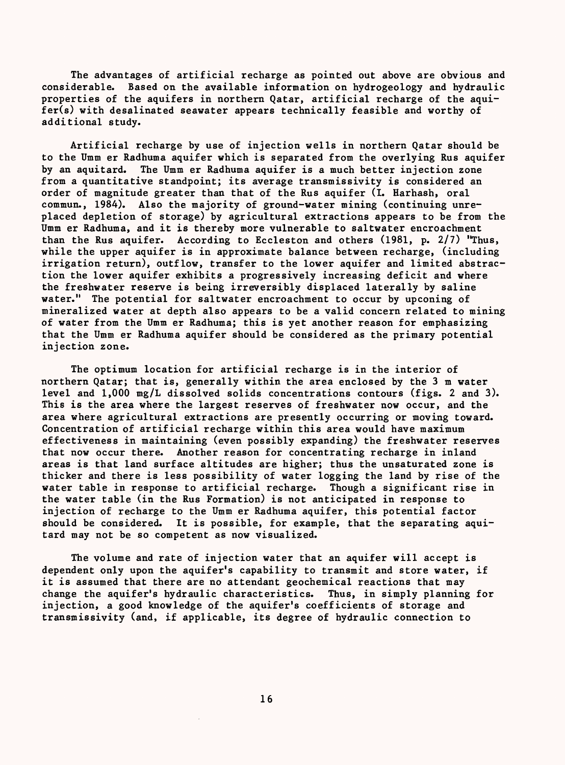The advantages of artificial recharge as pointed out above are obvious and considerable. Based on the available information on hydrogeology and hydraulic properties of the aquifers in northern Qatar, artificial recharge of the aquifer(s) with desalinated seawater appears technically feasible and worthy of additional study.

Artificial recharge by use of injection wells in northern Qatar should be to the Umm er Radhuma aquifer which is separated from the overlying Rus aquifer by an aquitard. The Umm er Radhuma aquifer is a much better injection zone from a quantitative standpoint; its average transmissivity is considered an order of magnitude greater than that of the Rus aquifer (I. Harhash, oral commun., 1984). Also the majority of ground-water mining (continuing unreplaced depletion of storage) by agricultural extractions appears to be from the Umm er Radhuma, and it is thereby more vulnerable to saltwater encroachment than the Rus aquifer. According to Eccleston and others (1981, p. 2/7) "Thus, while the upper aquifer is in approximate balance between recharge, (including irrigation return), outflow, transfer to the lower aquifer and limited abstraction the lower aquifer exhibits a progressively increasing deficit and where the freshwater reserve is being irreversibly displaced laterally by saline water." The potential for saltwater encroachment to occur by upconing of mineralized water at depth also appears to be a valid concern related to mining of water from the Umm er Radhuma; this is yet another reason for emphasizing that the Umm er Radhuma aquifer should be considered as the primary potential injection zone.

The optimum location for artificial recharge is in the interior of northern Qatar; that is, generally within the area enclosed by the 3 m water level and 1,000 mg/L dissolved solids concentrations contours (figs. 2 and 3). This is the area where the largest reserves of freshwater now occur, and the area where agricultural extractions are presently occurring or moving toward. Concentration of artificial recharge within this area would have maximum effectiveness in maintaining (even possibly expanding) the freshwater reserves that now occur there. Another reason for concentrating recharge in inland areas is that land surface altitudes are higher; thus the unsaturated zone is thicker and there is less possibility of water logging the land by rise of the water table in response to artificial recharge. Though a significant rise in the water table (in the Rus Formation) is not anticipated in response to injection of recharge to the Umm er Radhuma aquifer, this potential factor should be considered. It is possible, for example, that the separating aquitard may not be so competent as now visualized.

The volume and rate of injection water that an aquifer will accept is dependent only upon the aquifer's capability to transmit and store water, if it is assumed that there are no attendant geochemical reactions that may change the aquifer's hydraulic characteristics. Thus, in simply planning for injection, a good knowledge of the aquifer's coefficients of storage and transmissivity (and, if applicable, its degree of hydraulic connection to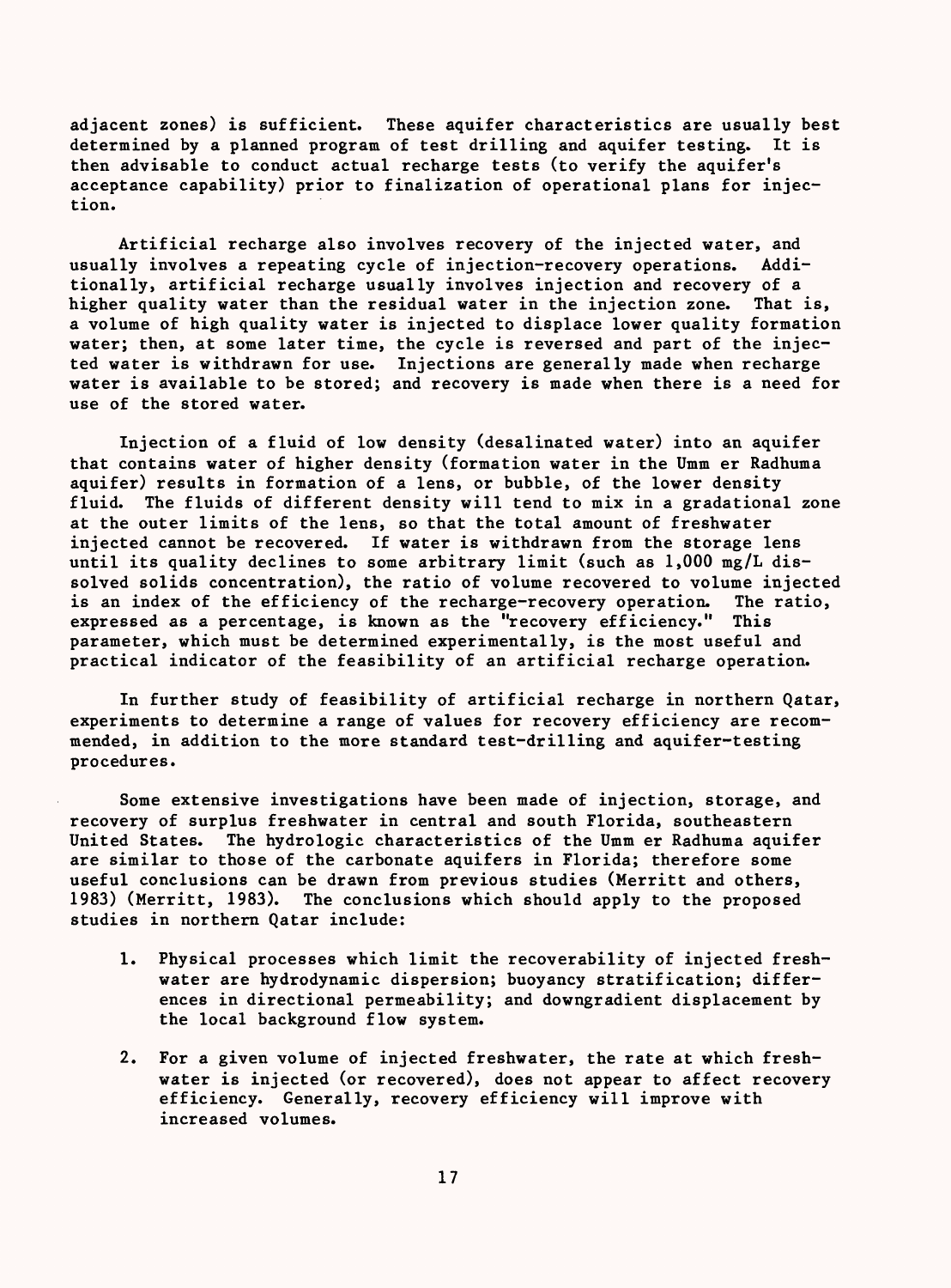adjacent zones) is sufficient. These aquifer characteristics are usually best determined by a planned program of test drilling and aquifer testing. It is then advisable to conduct actual recharge tests (to verify the aquifer's acceptance capability) prior to finalization of operational plans for injection.

Artificial recharge also involves recovery of the injected water, and usually involves a repeating cycle of injection-recovery operations. Additionally, artificial recharge usually involves injection and recovery of a higher quality water than the residual water in the injection zone. That is, a volume of high quality water is injected to displace lower quality formation water; then, at some later time, the cycle is reversed and part of the injected water is withdrawn for use. Injections are generally made when recharge water is available to be stored; and recovery is made when there is a need for use of the stored water.

Injection of a fluid of low density (desalinated water) into an aquifer that contains water of higher density (formation water in the Umm er Radhuma aquifer) results in formation of a lens, or bubble, of the lower density fluid. The fluids of different density will tend to mix in a gradational zone at the outer limits of the lens, so that the total amount of freshwater injected cannot be recovered. If water is withdrawn from the storage lens until its quality declines to some arbitrary limit (such as 1,000 mg/L dissolved solids concentration), the ratio of volume recovered to volume injected is an index of the efficiency of the recharge-recovery operation. The ratio, expressed as a percentage, is known as the "recovery efficiency." This parameter, which must be determined experimentally, is the most useful and practical indicator of the feasibility of an artificial recharge operation.

In further study of feasibility of artificial recharge in northern Qatar, experiments to determine a range of values for recovery efficiency are recommended, in addition to the more standard test-drilling and aquifer-testing procedures.

Some extensive investigations have been made of injection, storage, and recovery of surplus freshwater in central and south Florida, southeastern United States. The hydrologic characteristics of the Umm er Radhuma aquifer are similar to those of the carbonate aquifers in Florida; therefore some useful conclusions can be drawn from previous studies (Merritt and others, 1983) (Merritt, 1983). The conclusions which should apply to the proposed studies in northern Qatar include:

1. Physical processes which limit the recoverability of injected freshwater are hydrodynamic dispersion; buoyancy stratification; differences in directional permeability; and downgradient displacement by the local background flow system.

2. For a given volume of injected freshwater, the rate at which freshwater is injected (or recovered), does not appear to affect recovery efficiency. Generally, recovery efficiency will improve with increased volumes.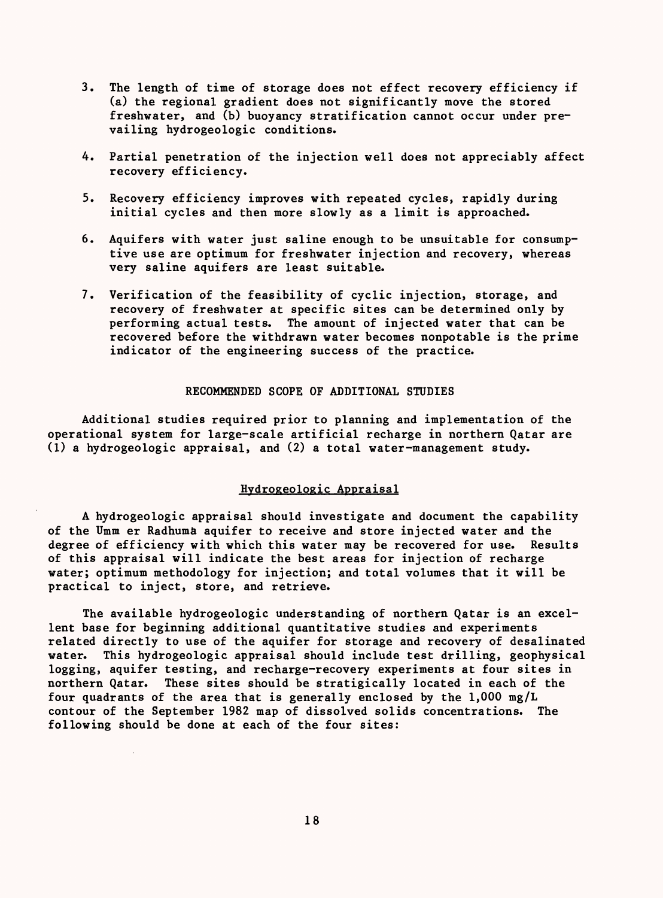3. The length of time of storage does not effect recovery efficiency if (a) the regional gradient does not significantly move the stored freshwater, and (b) buoyancy stratification cannot occur under prevailing hydrogeologic conditions.

4. Partial penetration of the injection well does not appreciably affect recovery efficiency.

5. Recovery efficiency improves with repeated cycles, rapidly during initial cycles and then more slowly as a limit is approached.

6. Aquifers with water just saline enough to be unsuitable for consumptive use are optimum for freshwater injection and recovery, whereas very saline aquifers are least suitable.

7. Verification of the feasibility of cyclic injection, storage, and recovery of freshwater at specific sites can be determined only by performing actual tests. The amount of injected water that can be recovered before the withdrawn water becomes nonpotable is the prime indicator of the engineering success of the practice.

## RECOMMENDED SCOPE OF ADDITIONAL STUDIES

Additional studies required prior to planning and implementation of the operational system for large-scale artificial recharge in northern Qatar are (1) a hydrogeologic appraisal, and (2) a total water-management study.

### Hydrogeologic Appraisal

A hydrogeologic appraisal should investigate and document the capability of the Umm er Radhuma aquifer to receive and store injected water and the degree of efficiency with which this water may be recovered for use. Results of this appraisal will indicate the best areas for injection of recharge water; optimum methodology for injection; and total volumes that it will be practical to inject, store, and retrieve.

The available hydrogeologic understanding of northern Qatar is an excellent base for beginning additional quantitative studies and experiments related directly to use of the aquifer for storage and recovery of desalinated water. This hydrogeologic appraisal should include test drilling, geophysical logging, aquifer testing, and recharge-recovery experiments at four sites in northern Qatar. These sites should be stratigically located in each of the four quadrants of the area that is generally enclosed by the 1,000 mg/L contour of the September 1982 map of dissolved solids concentrations. The following should be done at each of the four sites: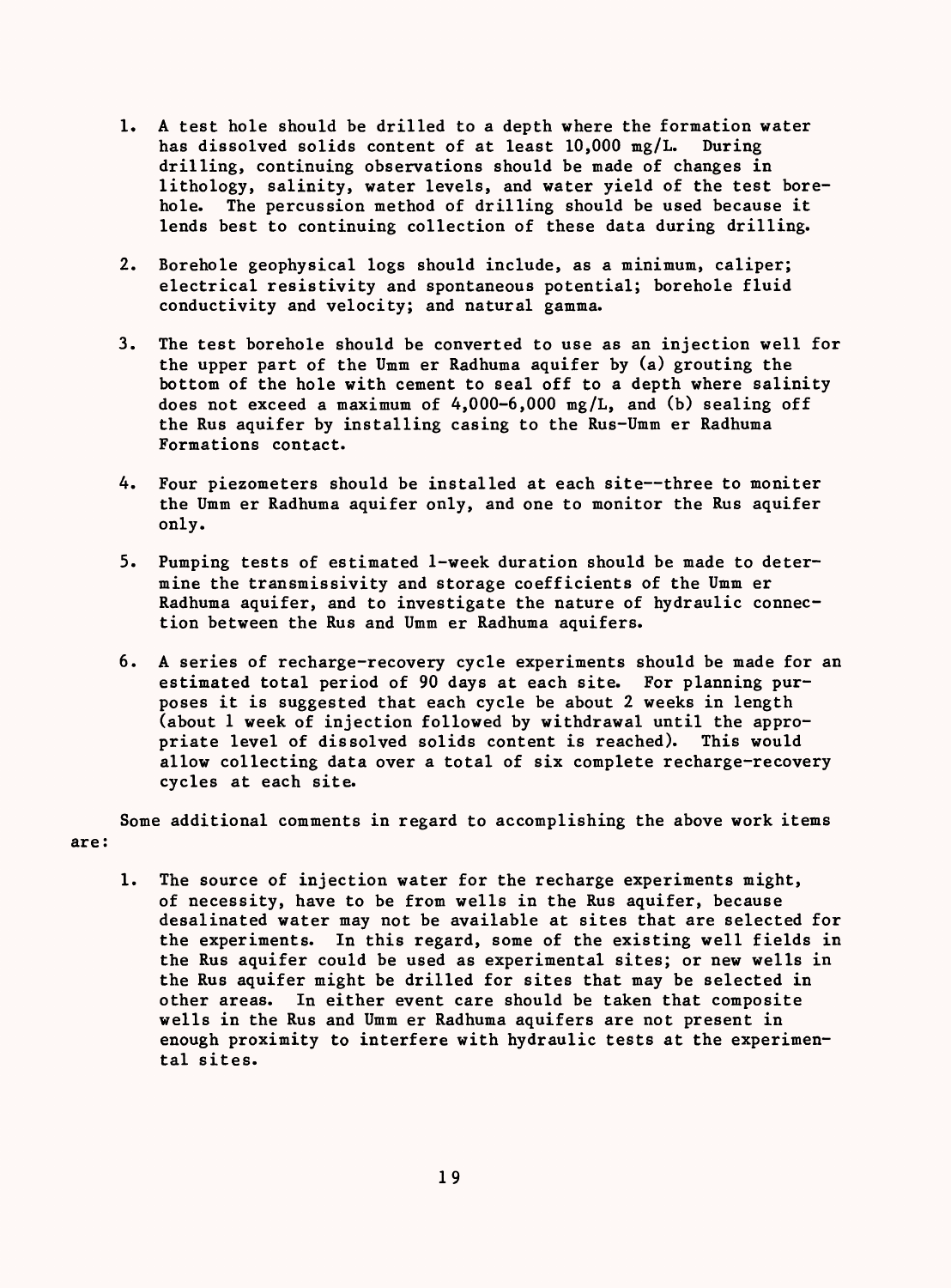1. A test hole should be drilled to a depth where the formation water has dissolved solids content of at least 10,000 mg/L. During drilling, continuing observations should be made of changes in lithology, salinity, water levels, and water yield of the test borehole. The percussion method of drilling should be used because it lends best to continuing collection of these data during drilling.

2. Borehole geophysical logs should include, as a minimum, caliper; electrical resistivity and spontaneous potential; borehole fluid conductivity and velocity; and natural gamma.

3. The test borehole should be converted to use as an injection well for the upper part of the Umm er Radhuma aquifer by (a) grouting the bottom of the hole with cement to seal off to a depth where salinity does not exceed a maximum of 4,000-6,000 mg/L, and (b) sealing off the Rus aquifer by installing casing to the Rus-Umm er Radhuma Formations contact.

4. Four piezometers should be installed at each site--three to moniter the Umm er Radhuma aquifer only, and one to monitor the Rus aquifer only.

5. Pumping tests of estimated 1-week duration should be made to determine the transmissivity and storage coefficients of the Umm er Radhuma aquifer, and to investigate the nature of hydraulic connection between the Rus and Umm er Radhuma aquifers.

6. A series of recharge-recovery cycle experiments should be made for an estimated total period of 90 days at each site. For planning purposes it is suggested that each cycle be about 2 weeks in length (about 1 week of injection followed by withdrawal until the appropriate level of dissolved solids content is reached). This would allow collecting data over a total of six complete recharge-recovery cycles at each site.

Some additional comments in regard to accomplishing the above work items are:

1. The source of injection water for the recharge experiments might, of necessity, have to be from wells in the Rus aquifer, because desalinated water may not be available at sites that are selected for the experiments. In this regard, some of the existing well fields in the Rus aquifer could be used as experimental sites; or new wells in the Rus aquifer might be drilled for sites that may be selected in other areas. In either event care should be taken that composite wells in the Rus and Umm er Radhuma aquifers are not present in enough proximity to interfere with hydraulic tests at the experimental sites.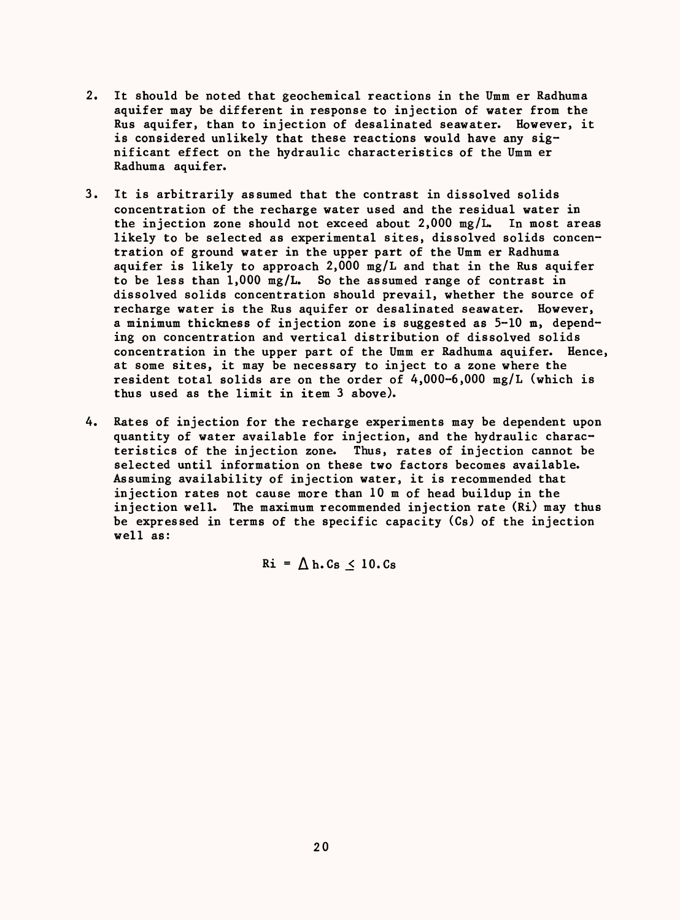2. It should be noted that geochemical reactions in the Umm er Radhuma aquifer may be different in response to injection of water from the Rus aquifer, than to injection of desalinated seawater. However, it is considered unlikely that these reactions would have any significant effect on the hydraulic characteristics of the Umm er Radhuma aquifer.

3. It is arbitrarily assumed that the contrast in dissolved solids concentration of the recharge water used and the residual water in the injection zone should not exceed about 2,000 mg/L. In most areas likely to be selected as experimental sites, dissolved solids concentration of ground water in the upper part of the Umm er Radhuma aquifer is likely to approach 2,000 mg/L and that in the Rus aquifer to be less than 1,000 mg/L. So the assumed range of contrast in dissolved solids concentration should prevail, whether the source of recharge water is the Rus aquifer or desalinated seawater. However, a minimum thickness of injection zone is suggested as 5-10 m, depending on concentration and vertical distribution of dissolved solids concentration in the upper part of the Umm er Radhuma aquifer. Hence, at some sites, it may be necessary to inject to a zone where the resident total solids are on the order of 4,000-6,000 mg/L (which is thus used as the limit in item 3 above).

4. Rates of injection for the recharge experiments may be dependent upon quantity of water available for injection, and the hydraulic characteristics of the injection zone. Thus, rates of injection cannot be selected until information on these two factors becomes available. Assuming availability of injection water, it is recommended that injection rates not cause more than 10 m of head buildup in the injection well. The maximum recommended injection rate (Ri) may thus be expressed in terms of the specific capacity (Cs) of the injection well as:

$$Ri = \Delta h . Cs \leq 10 . Cs$$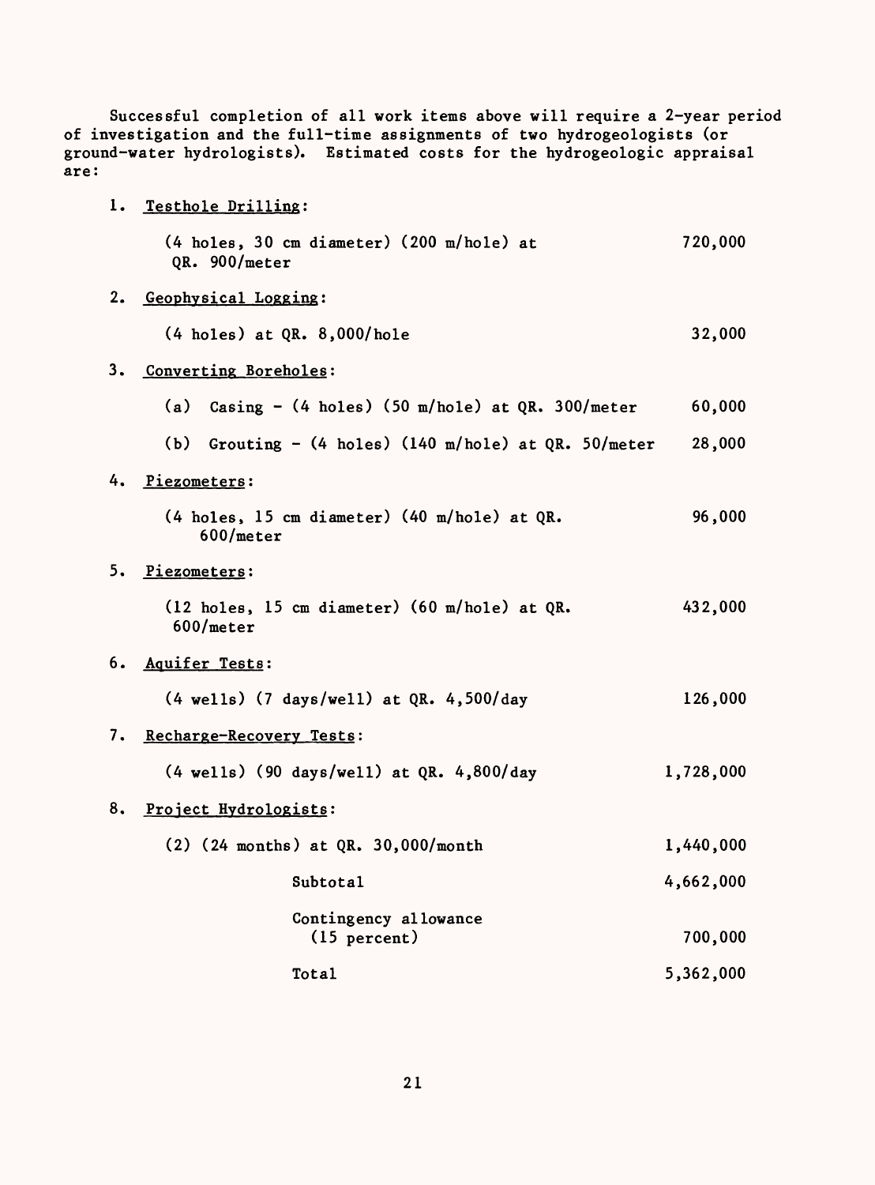Successful completion of all work items above will require a 2-year period of investigation and the full-time assignments of two hydrogeologists (or ground-water hydrologists). Estimated costs for the hydrogeologic appraisal are:

| Item | Cost |
|---|---|
| 1. Testhole Drilling: | |
| (4 holes, 30 cm diameter) (200 m/hole) at QR. 900/meter | 720,000 |
| 2. Geophysical Logging: | |
| (4 holes) at QR. 8,000/hole | 32,000 |
| 3. Converting Boreholes: | |
| (a) Casing - (4 holes) (50 m/hole) at QR. 300/meter | 60,000 |
| (b) Grouting - (4 holes) (140 m/hole) at QR. 50/meter | 28,000 |
| 4. Piezometers: | |
| (4 holes, 15 cm diameter) (40 m/hole) at QR. 600/meter | 96,000 |
| 5. Piezometers: | |
| (12 holes, 15 cm diameter) (60 m/hole) at QR. 600/meter | 432,000 |
| 6. Aquifer Tests: | |
| (4 wells) (7 days/well) at QR. 4,500/day | 126,000 |
| 7. Recharge-Recovery Tests: | |
| (4 wells) (90 days/well) at QR. 4,800/day | 1,728,000 |
| 8. Project Hydrologists: | |
| (2) (24 months) at QR. 30,000/month | 1,440,000 |
| Subtotal | 4,662,000 |
| Contingency allowance (15 percent) | 700,000 |
| Total | 5,362,000 |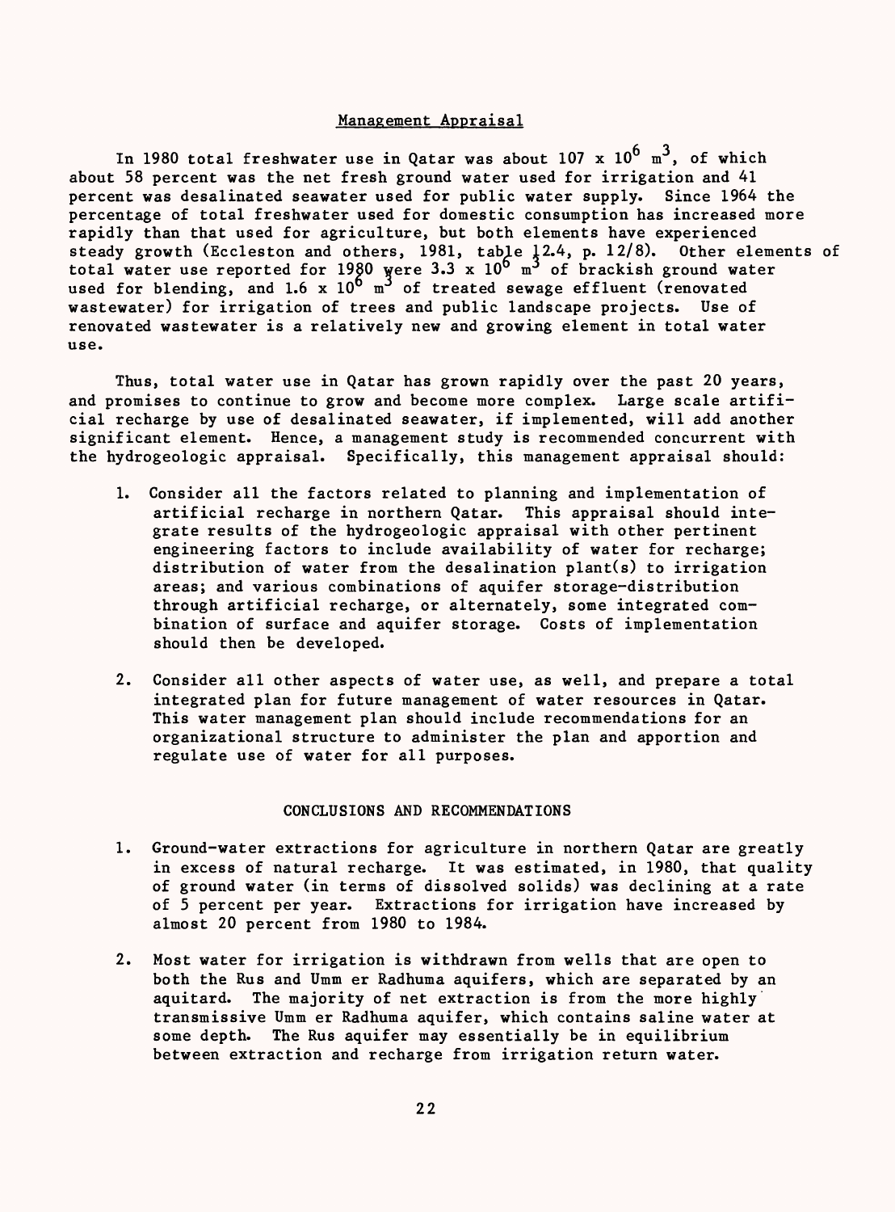## Management Appraisal

In 1980 total freshwater use in Qatar was about $107 \times 10^6$ $m^3$, of which about 58 percent was the net fresh ground water used for irrigation and 41 percent was desalinated seawater used for public water supply. Since 1964 the percentage of total freshwater used for domestic consumption has increased more rapidly than that used for agriculture, but both elements have experienced steady growth (Eccleston and others, 1981, table 12.4, p. 12/8). Other elements of total water use reported for 1980 were $3.3 \times 10^6$ $m^3$ of brackish ground water used for blending, and $1.6 \times 10^6$ $m^3$ of treated sewage effluent (renovated wastewater) for irrigation of trees and public landscape projects. Use of renovated wastewater is a relatively new and growing element in total water use.

Thus, total water use in Qatar has grown rapidly over the past 20 years, and promises to continue to grow and become more complex. Large scale artificial recharge by use of desalinated seawater, if implemented, will add another significant element. Hence, a management study is recommended concurrent with the hydrogeologic appraisal. Specifically, this management appraisal should:

1. Consider all the factors related to planning and implementation of artificial recharge in northern Qatar. This appraisal should integrate results of the hydrogeologic appraisal with other pertinent engineering factors to include availability of water for recharge; distribution of water from the desalination plant(s) to irrigation areas; and various combinations of aquifer storage-distribution through artificial recharge, or alternately, some integrated combination of surface and aquifer storage. Costs of implementation should then be developed.

2. Consider all other aspects of water use, as well, and prepare a total integrated plan for future management of water resources in Qatar. This water management plan should include recommendations for an organizational structure to administer the plan and apportion and regulate use of water for all purposes.

## CONCLUSIONS AND RECOMMENDATIONS

1. Ground-water extractions for agriculture in northern Qatar are greatly in excess of natural recharge. It was estimated, in 1980, that quality of ground water (in terms of dissolved solids) was declining at a rate of 5 percent per year. Extractions for irrigation have increased by almost 20 percent from 1980 to 1984.

2. Most water for irrigation is withdrawn from wells that are open to both the Rus and Umm er Radhuma aquifers, which are separated by an aquitard. The majority of net extraction is from the more highly transmissive Umm er Radhuma aquifer, which contains saline water at some depth. The Rus aquifer may essentially be in equilibrium between extraction and recharge from irrigation return water.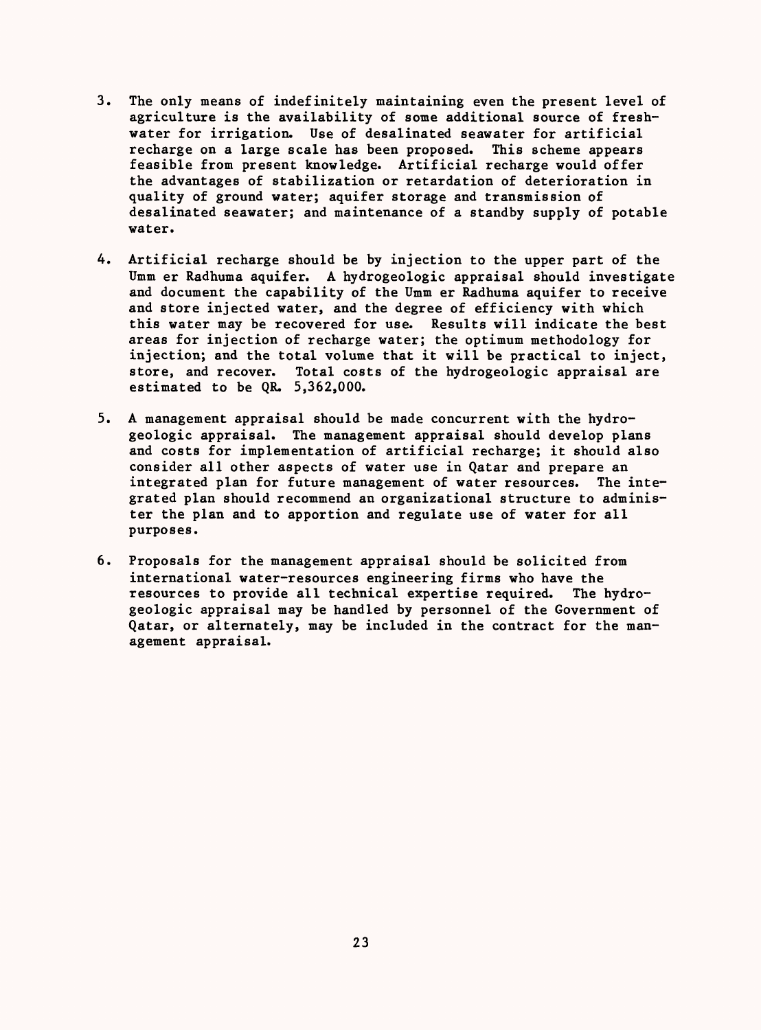3. The only means of indefinitely maintaining even the present level of agriculture is the availability of some additional source of freshwater for irrigation. Use of desalinated seawater for artificial recharge on a large scale has been proposed. This scheme appears feasible from present knowledge. Artificial recharge would offer the advantages of stabilization or retardation of deterioration in quality of ground water; aquifer storage and transmission of desalinated seawater; and maintenance of a standby supply of potable water.

4. Artificial recharge should be by injection to the upper part of the Umm er Radhuma aquifer. A hydrogeologic appraisal should investigate and document the capability of the Umm er Radhuma aquifer to receive and store injected water, and the degree of efficiency with which this water may be recovered for use. Results will indicate the best areas for injection of recharge water; the optimum methodology for injection; and the total volume that it will be practical to inject, store, and recover. Total costs of the hydrogeologic appraisal are estimated to be QR. 5,362,000.

5. A management appraisal should be made concurrent with the hydrogeologic appraisal. The management appraisal should develop plans and costs for implementation of artificial recharge; it should also consider all other aspects of water use in Qatar and prepare an integrated plan for future management of water resources. The integrated plan should recommend an organizational structure to administer the plan and to apportion and regulate use of water for all purposes.

6. Proposals for the management appraisal should be solicited from international water-resources engineering firms who have the resources to provide all technical expertise required. The hydrogeologic appraisal may be handled by personnel of the Government of Qatar, or alternately, may be included in the contract for the management appraisal.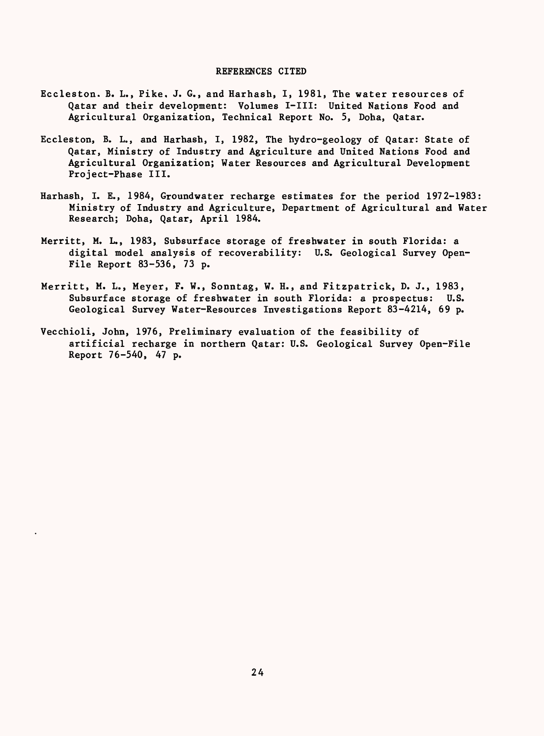## REFERENCES CITED

Eccleston. B. L., Pike. J. G., and Harhash, I, 1981, The water resources of Qatar and their development: Volumes I-III: United Nations Food and Agricultural Organization, Technical Report No. 5, Doha, Qatar.

Eccleston, B. L., and Harhash, I, 1982, The hydro-geology of Qatar: State of Qatar, Ministry of Industry and Agriculture and United Nations Food and Agricultural Organization; Water Resources and Agricultural Development Project-Phase III.

Harhash, I. E., 1984, Groundwater recharge estimates for the period 1972-1983: Ministry of Industry and Agriculture, Department of Agricultural and Water Research; Doha, Qatar, April 1984.

Merritt, M. L., 1983, Subsurface storage of freshwater in south Florida: a digital model analysis of recoverability: U.S. Geological Survey Open-File Report 83-536, 73 p.

Merritt, M. L., Meyer, F. W., Sonntag, W. H., and Fitzpatrick, D. J., 1983, Subsurface storage of freshwater in south Florida: a prospectus: U.S. Geological Survey Water-Resources Investigations Report 83-4214, 69 p.

Vecchioli, John, 1976, Preliminary evaluation of the feasibility of artificial recharge in northern Qatar: U.S. Geological Survey Open-File Report 76-540, 47 p.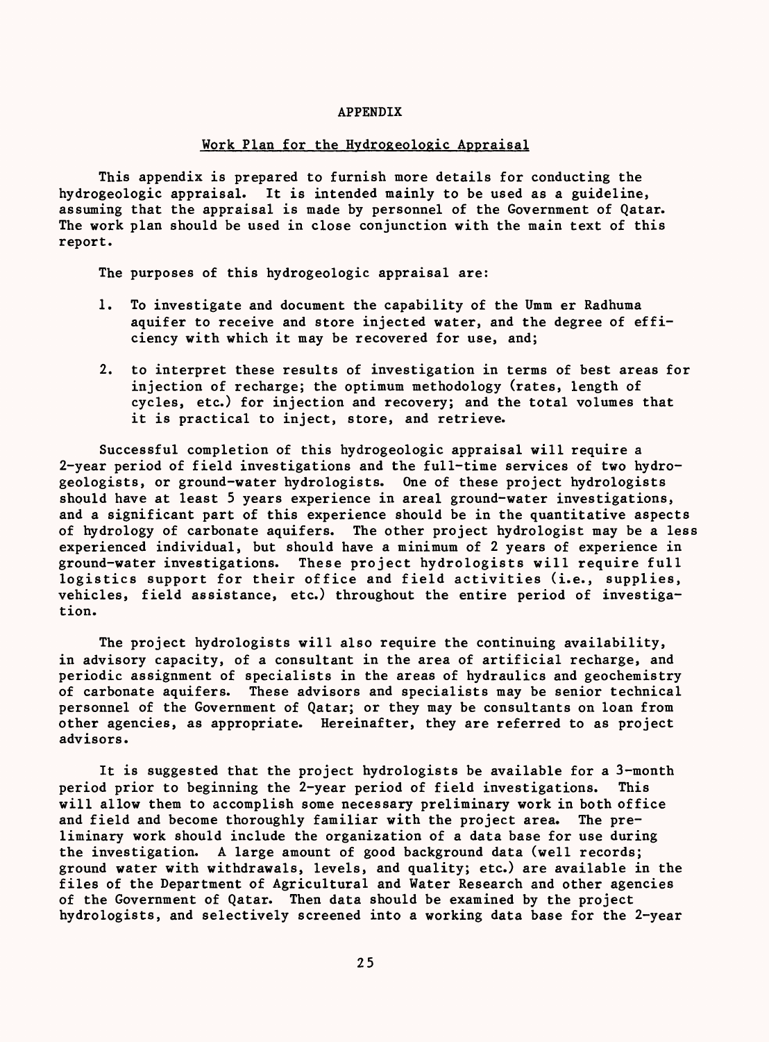# APPENDIX

## Work Plan for the Hydrogeologic Appraisal

This appendix is prepared to furnish more details for conducting the hydrogeologic appraisal. It is intended mainly to be used as a guideline, assuming that the appraisal is made by personnel of the Government of Qatar. The work plan should be used in close conjunction with the main text of this report.

The purposes of this hydrogeologic appraisal are:

1. To investigate and document the capability of the Umm er Radhuma aquifer to receive and store injected water, and the degree of efficiency with which it may be recovered for use, and;

2. to interpret these results of investigation in terms of best areas for injection of recharge; the optimum methodology (rates, length of cycles, etc.) for injection and recovery; and the total volumes that it is practical to inject, store, and retrieve.

Successful completion of this hydrogeologic appraisal will require a 2-year period of field investigations and the full-time services of two hydrogeologists, or ground-water hydrologists. One of these project hydrologists should have at least 5 years experience in areal ground-water investigations, and a significant part of this experience should be in the quantitative aspects of hydrology of carbonate aquifers. The other project hydrologist may be a less experienced individual, but should have a minimum of 2 years of experience in ground-water investigations. These project hydrologists will require full logistics support for their office and field activities (i.e., supplies, vehicles, field assistance, etc.) throughout the entire period of investigation.

The project hydrologists will also require the continuing availability, in advisory capacity, of a consultant in the area of artificial recharge, and periodic assignment of specialists in the areas of hydraulics and geochemistry of carbonate aquifers. These advisors and specialists may be senior technical personnel of the Government of Qatar; or they may be consultants on loan from other agencies, as appropriate. Hereinafter, they are referred to as project advisors.

It is suggested that the project hydrologists be available for a 3-month period prior to beginning the 2-year period of field investigations. This will allow them to accomplish some necessary preliminary work in both office and field and become thoroughly familiar with the project area. The preliminary work should include the organization of a data base for use during the investigation. A large amount of good background data (well records; ground water with withdrawals, levels, and quality; etc.) are available in the files of the Department of Agricultural and Water Research and other agencies of the Government of Qatar. Then data should be examined by the project hydrologists, and selectively screened into a working data base for the 2-year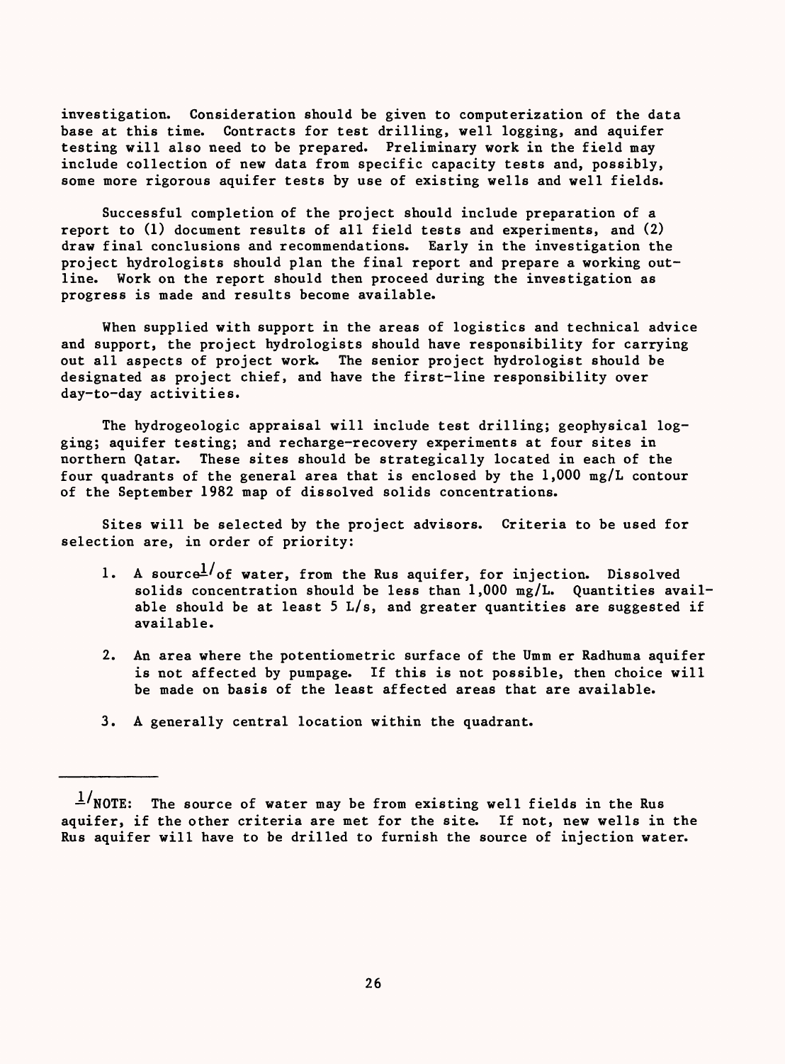investigation. Consideration should be given to computerization of the data base at this time. Contracts for test drilling, well logging, and aquifer testing will also need to be prepared. Preliminary work in the field may include collection of new data from specific capacity tests and, possibly, some more rigorous aquifer tests by use of existing wells and well fields.

Successful completion of the project should include preparation of a report to (1) document results of all field tests and experiments, and (2) draw final conclusions and recommendations. Early in the investigation the project hydrologists should plan the final report and prepare a working outline. Work on the report should then proceed during the investigation as progress is made and results become available.

When supplied with support in the areas of logistics and technical advice and support, the project hydrologists should have responsibility for carrying out all aspects of project work. The senior project hydrologist should be designated as project chief, and have the first-line responsibility over day-to-day activities.

The hydrogeologic appraisal will include test drilling; geophysical logging; aquifer testing; and recharge-recovery experiments at four sites in northern Qatar. These sites should be strategically located in each of the four quadrants of the general area that is enclosed by the 1,000 mg/L contour of the September 1982 map of dissolved solids concentrations.

Sites will be selected by the project advisors. Criteria to be used for selection are, in order of priority:

1. A source[1/] of water, from the Rus aquifer, for injection. Dissolved solids concentration should be less than 1,000 mg/L. Quantities available should be at least 5 L/s, and greater quantities are suggested if available.

2. An area where the potentiometric surface of the Umm er Radhuma aquifer is not affected by pumpage. If this is not possible, then choice will be made on basis of the least affected areas that are available.

3. A generally central location within the quadrant.

---

[1/] NOTE: The source of water may be from existing well fields in the Rus aquifer, if the other criteria are met for the site. If not, new wells in the Rus aquifer will have to be drilled to furnish the source of injection water.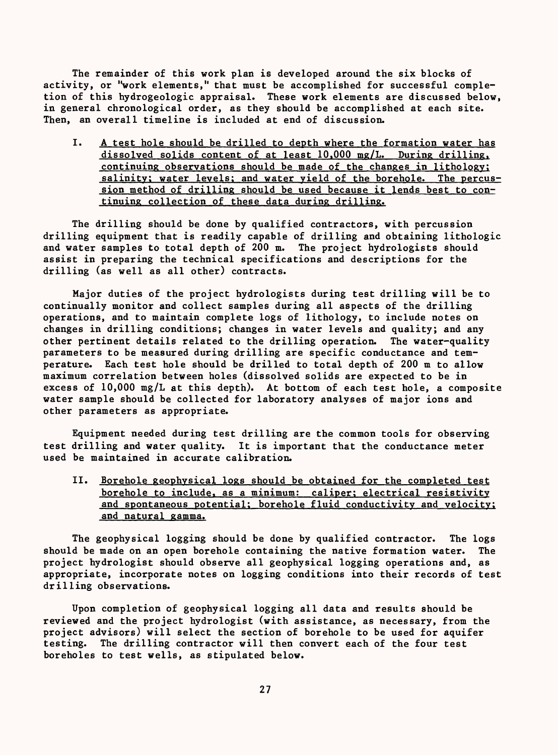The remainder of this work plan is developed around the six blocks of activity, or "work elements," that must be accomplished for successful completion of this hydrogeologic appraisal. These work elements are discussed below, in general chronological order, as they should be accomplished at each site. Then, an overall timeline is included at end of discussion.

I. <u>A test hole should be drilled to depth where the formation water has dissolved solids content of at least 10,000 mg/L. During drilling, continuing observations should be made of the changes in lithology; salinity; water levels; and water yield of the borehole. The percussion method of drilling should be used because it lends best to continuing collection of these data during drilling.</u>

The drilling should be done by qualified contractors, with percussion drilling equipment that is readily capable of drilling and obtaining lithologic and water samples to total depth of 200 m. The project hydrologists should assist in preparing the technical specifications and descriptions for the drilling (as well as all other) contracts.

Major duties of the project hydrologists during test drilling will be to continually monitor and collect samples during all aspects of the drilling operations, and to maintain complete logs of lithology, to include notes on changes in drilling conditions; changes in water levels and quality; and any other pertinent details related to the drilling operation. The water-quality parameters to be measured during drilling are specific conductance and temperature. Each test hole should be drilled to total depth of 200 m to allow maximum correlation between holes (dissolved solids are expected to be in excess of 10,000 mg/L at this depth). At bottom of each test hole, a composite water sample should be collected for laboratory analyses of major ions and other parameters as appropriate.

Equipment needed during test drilling are the common tools for observing test drilling and water quality. It is important that the conductance meter used be maintained in accurate calibration.

II. <u>Borehole geophysical logs should be obtained for the completed test borehole to include, as a minimum: caliper; electrical resistivity and spontaneous potential; borehole fluid conductivity and velocity; and natural gamma.</u>

The geophysical logging should be done by qualified contractor. The logs should be made on an open borehole containing the native formation water. The project hydrologist should observe all geophysical logging operations and, as appropriate, incorporate notes on logging conditions into their records of test drilling observations.

Upon completion of geophysical logging all data and results should be reviewed and the project hydrologist (with assistance, as necessary, from the project advisors) will select the section of borehole to be used for aquifer testing. The drilling contractor will then convert each of the four test boreholes to test wells, as stipulated below.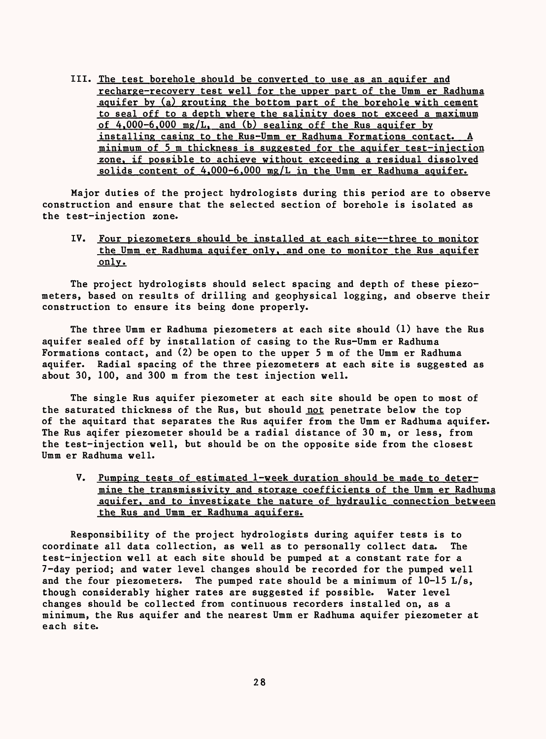III. <u>The test borehole should be converted to use as an aquifer and recharge-recovery test well for the upper part of the Umm er Radhuma aquifer by (a) grouting the bottom part of the borehole with cement to seal off to a depth where the salinity does not exceed a maximum of 4,000-6,000 mg/L, and (b) sealing off the Rus aquifer by installing casing to the Rus-Umm er Radhuma Formations contact. A minimum of 5 m thickness is suggested for the aquifer test-injection zone, if possible to achieve without exceeding a residual dissolved solids content of 4,000-6,000 mg/L in the Umm er Radhuma aquifer.</u>

Major duties of the project hydrologists during this period are to observe construction and ensure that the selected section of borehole is isolated as the test-injection zone.

IV. <u>Four piezometers should be installed at each site--three to monitor the Umm er Radhuma aquifer only, and one to monitor the Rus aquifer only.</u>

The project hydrologists should select spacing and depth of these piezometers, based on results of drilling and geophysical logging, and observe their construction to ensure its being done properly.

The three Umm er Radhuma piezometers at each site should (1) have the Rus aquifer sealed off by installation of casing to the Rus-Umm er Radhuma Formations contact, and (2) be open to the upper 5 m of the Umm er Radhuma aquifer. Radial spacing of the three piezometers at each site is suggested as about 30, 100, and 300 m from the test injection well.

The single Rus aquifer piezometer at each site should be open to most of the saturated thickness of the Rus, but should <u>not</u> penetrate below the top of the aquitard that separates the Rus aquifer from the Umm er Radhuma aquifer. The Rus aqifer piezometer should be a radial distance of 30 m, or less, from the test-injection well, but should be on the opposite side from the closest Umm er Radhuma well.

V. <u>Pumping tests of estimated 1-week duration should be made to determine the transmissivity and storage coefficients of the Umm er Radhuma aquifer, and to investigate the nature of hydraulic connection between the Rus and Umm er Radhuma aquifers.</u>

Responsibility of the project hydrologists during aquifer tests is to coordinate all data collection, as well as to personally collect data. The test-injection well at each site should be pumped at a constant rate for a 7-day period; and water level changes should be recorded for the pumped well and the four piezometers. The pumped rate should be a minimum of 10-15 L/s, though considerably higher rates are suggested if possible. Water level changes should be collected from continuous recorders installed on, as a minimum, the Rus aquifer and the nearest Umm er Radhuma aquifer piezometer at each site.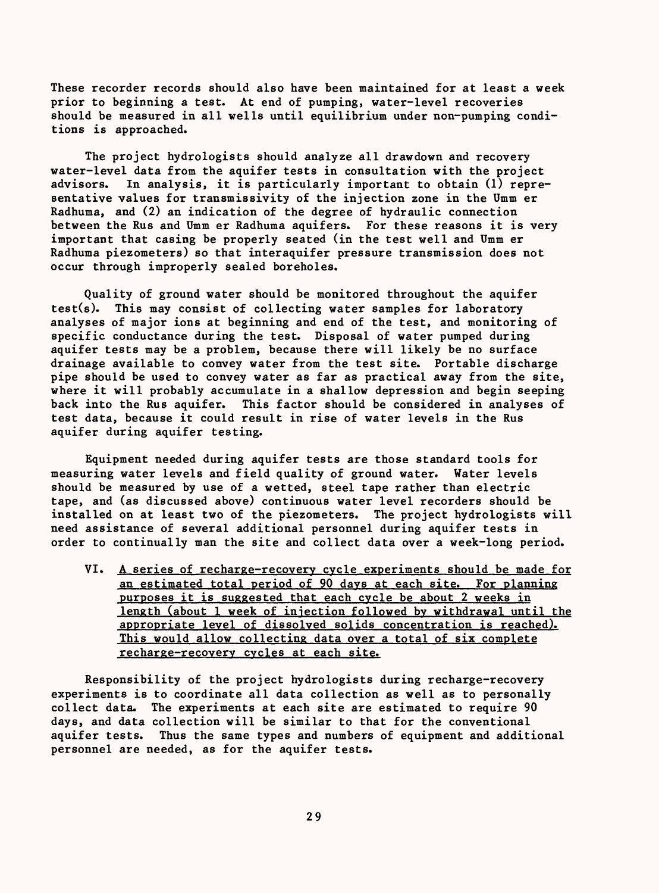These recorder records should also have been maintained for at least a week prior to beginning a test. At end of pumping, water-level recoveries should be measured in all wells until equilibrium under non-pumping conditions is approached.

The project hydrologists should analyze all drawdown and recovery water-level data from the aquifer tests in consultation with the project advisors. In analysis, it is particularly important to obtain (1) representative values for transmissivity of the injection zone in the Umm er Radhuma, and (2) an indication of the degree of hydraulic connection between the Rus and Umm er Radhuma aquifers. For these reasons it is very important that casing be properly seated (in the test well and Umm er Radhuma piezometers) so that interaquifer pressure transmission does not occur through improperly sealed boreholes.

Quality of ground water should be monitored throughout the aquifer test(s). This may consist of collecting water samples for laboratory analyses of major ions at beginning and end of the test, and monitoring of specific conductance during the test. Disposal of water pumped during aquifer tests may be a problem, because there will likely be no surface drainage available to convey water from the test site. Portable discharge pipe should be used to convey water as far as practical away from the site, where it will probably accumulate in a shallow depression and begin seeping back into the Rus aquifer. This factor should be considered in analyses of test data, because it could result in rise of water levels in the Rus aquifer during aquifer testing.

Equipment needed during aquifer tests are those standard tools for measuring water levels and field quality of ground water. Water levels should be measured by use of a wetted, steel tape rather than electric tape, and (as discussed above) continuous water level recorders should be installed on at least two of the piezometers. The project hydrologists will need assistance of several additional personnel during aquifer tests in order to continually man the site and collect data over a week-long period.

VI. <u>A series of recharge-recovery cycle experiments should be made for an estimated total period of 90 days at each site. For planning purposes it is suggested that each cycle be about 2 weeks in length (about 1 week of injection followed by withdrawal until the appropriate level of dissolved solids concentration is reached). This would allow collecting data over a total of six complete recharge-recovery cycles at each site.</u>

Responsibility of the project hydrologists during recharge-recovery experiments is to coordinate all data collection as well as to personally collect data. The experiments at each site are estimated to require 90 days, and data collection will be similar to that for the conventional aquifer tests. Thus the same types and numbers of equipment and additional personnel are needed, as for the aquifer tests.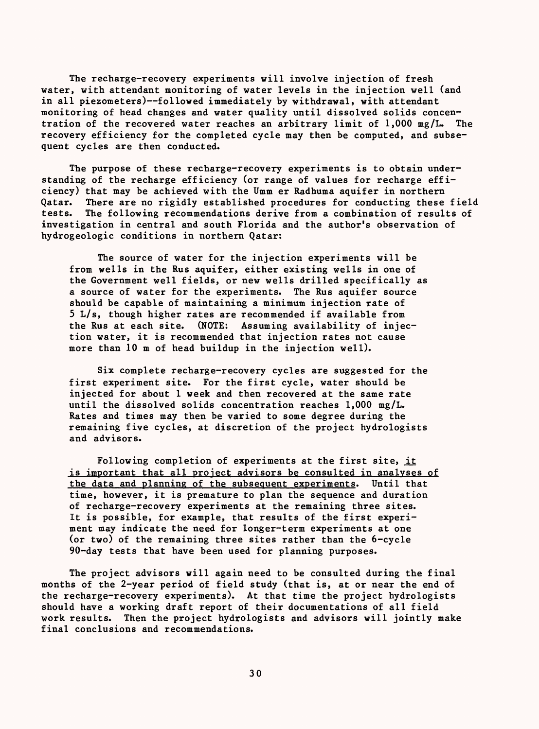The recharge-recovery experiments will involve injection of fresh water, with attendant monitoring of water levels in the injection well (and in all piezometers)--followed immediately by withdrawal, with attendant monitoring of head changes and water quality until dissolved solids concentration of the recovered water reaches an arbitrary limit of 1,000 mg/L. The recovery efficiency for the completed cycle may then be computed, and subsequent cycles are then conducted.

The purpose of these recharge-recovery experiments is to obtain understanding of the recharge efficiency (or range of values for recharge efficiency) that may be achieved with the Umm er Radhuma aquifer in northern Qatar. There are no rigidly established procedures for conducting these field tests. The following recommendations derive from a combination of results of investigation in central and south Florida and the author's observation of hydrogeologic conditions in northern Qatar:

> The source of water for the injection experiments will be from wells in the Rus aquifer, either existing wells in one of the Government well fields, or new wells drilled specifically as a source of water for the experiments. The Rus aquifer source should be capable of maintaining a minimum injection rate of 5 L/s, though higher rates are recommended if available from the Rus at each site. (NOTE: Assuming availability of injection water, it is recommended that injection rates not cause more than 10 m of head buildup in the injection well).
>
> Six complete recharge-recovery cycles are suggested for the first experiment site. For the first cycle, water should be injected for about 1 week and then recovered at the same rate until the dissolved solids concentration reaches 1,000 mg/L. Rates and times may then be varied to some degree during the remaining five cycles, at discretion of the project hydrologists and advisors.
>
> Following completion of experiments at the first site, <u>it is important that all project advisors be consulted in analyses of the data and planning of the subsequent experiments</u>. Until that time, however, it is premature to plan the sequence and duration of recharge-recovery experiments at the remaining three sites. It is possible, for example, that results of the first experiment may indicate the need for longer-term experiments at one (or two) of the remaining three sites rather than the 6-cycle 90-day tests that have been used for planning purposes.

The project advisors will again need to be consulted during the final months of the 2-year period of field study (that is, at or near the end of the recharge-recovery experiments). At that time the project hydrologists should have a working draft report of their documentations of all field work results. Then the project hydrologists and advisors will jointly make final conclusions and recommendations.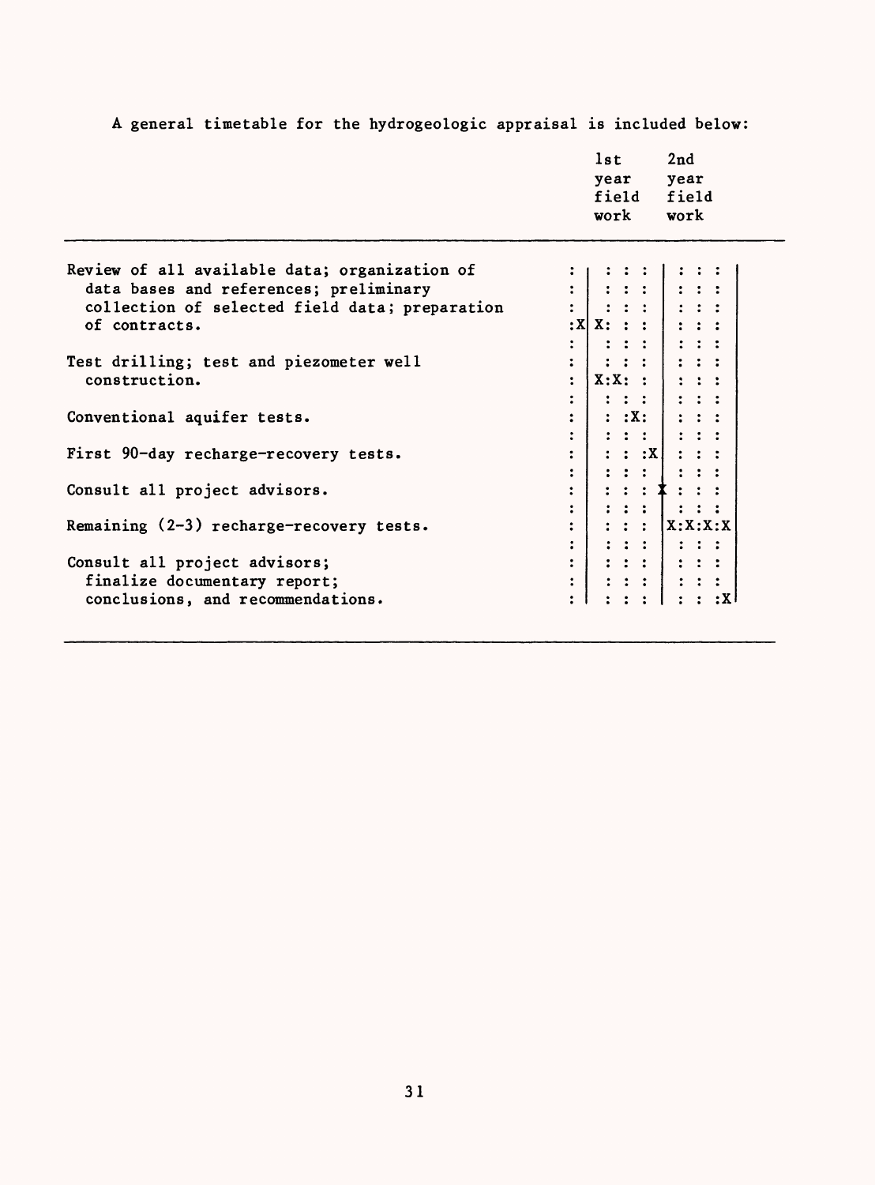A general timetable for the hydrogeologic appraisal is included below:

| | | 1st year field work | | | | 2nd year field work | | | |
|---|---|---|---|---|---|---|---|---|---|
| Review of all available data; organization of data bases and references; preliminary collection of selected field data; preparation of contracts. | X | X | | | | | | | |
| Test drilling; test and piezometer well construction. | | X | X | | | | | | |
| Conventional aquifer tests. | | | | X | | | | | |
| First 90-day recharge-recovery tests. | | | | | X | | | | |
| Consult all project advisors. | | | | | | X | | | |
| Remaining (2-3) recharge-recovery tests. | | | | | | X | X | X | X |
| Consult all project advisors; finalize documentary report; conclusions, and recommendations. | | | | | | | | | X |